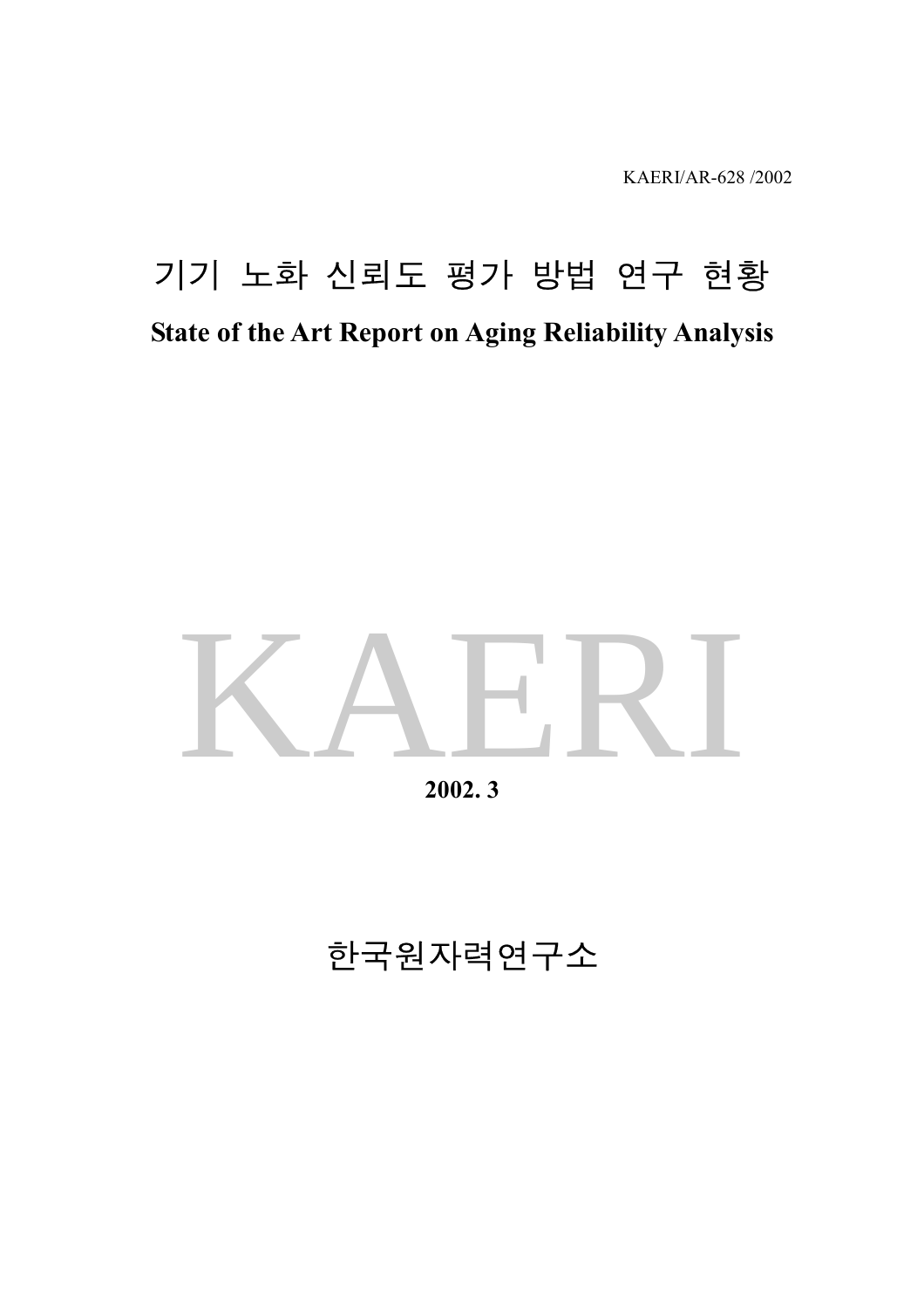KAERI/AR-628 /2002

# 기기 노화 신뢰도 평가 방법 연구 현황

**State of the Art Report on Aging Reliability Analysis**

KAERI

**2002. 3**

한국원자력연구소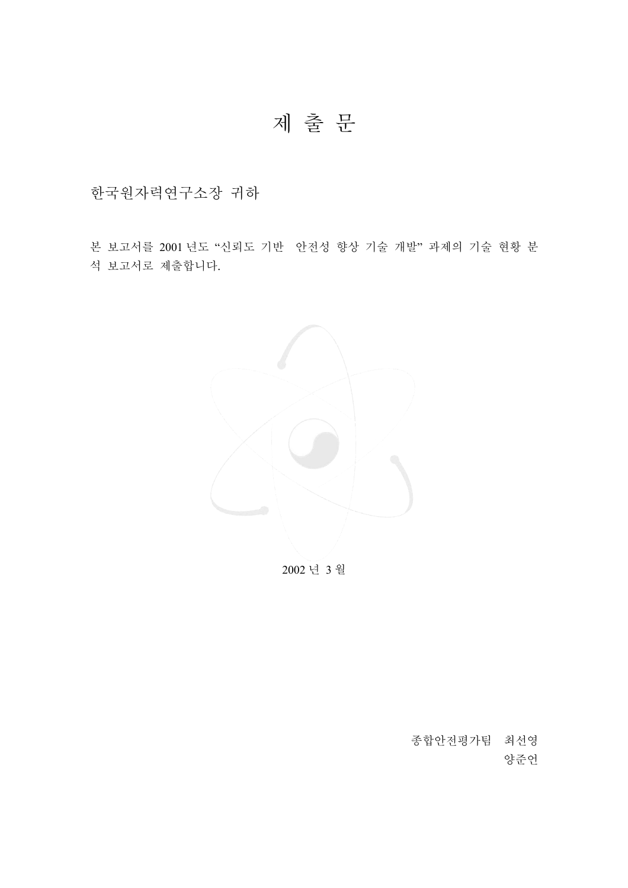# 제 출 문

한국원자력연구소장 귀하

본 보고서를 2001 년도 “신뢰도 기반  안전성 향상 기술 개발” 과제의 기술 현황 분석 보고서로 제출합니다.

2002 년 3 월

종합안전평가팀 최선영

양준언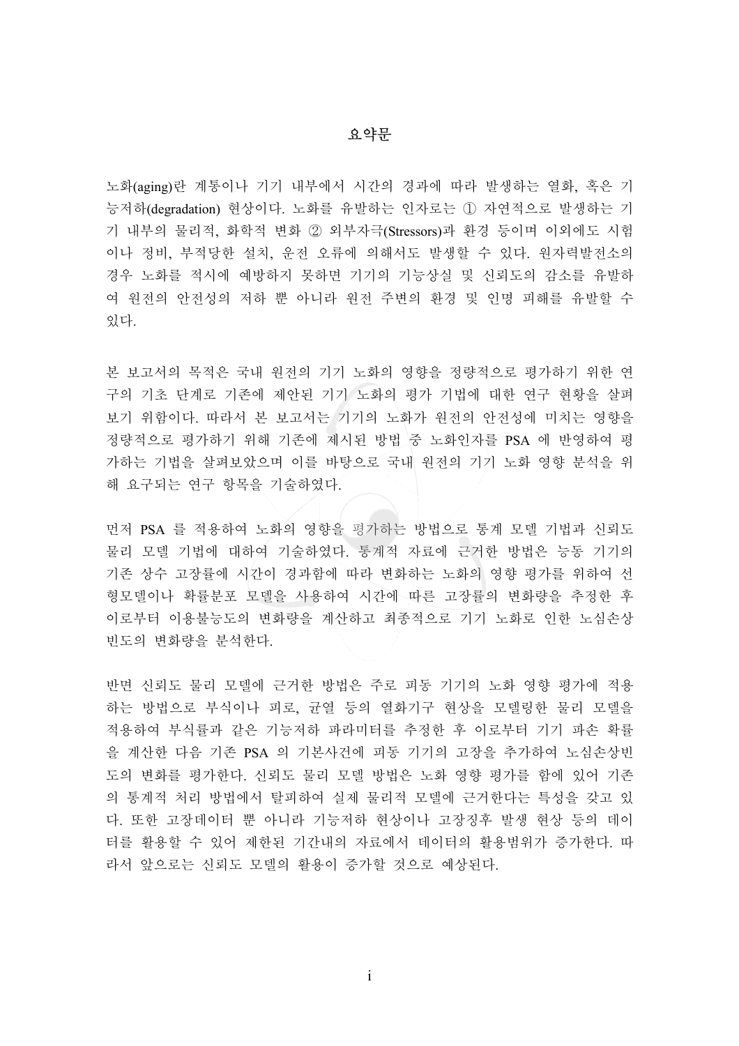# 요약문

노화(aging)란 계통이나 기기 내부에서 시간의 경과에 따라 발생하는 열화, 혹은 기능저하(degradation) 현상이다. 노화를 유발하는 인자로는 ① 자연적으로 발생하는 기기 내부의 물리적, 화학적 변화 ② 외부자극(Stressors)과 환경 등이며 이외에도 시험이나 정비, 부적당한 설치, 운전 오류에 의해서도 발생할 수 있다. 원자력발전소의 경우 노화를 적시에 예방하지 못하면 기기의 기능상실 및 신뢰도의 감소를 유발하여 원전의 안전성의 저하 뿐 아니라 원전 주변의 환경 및 인명 피해를 유발할 수 있다.

본 보고서의 목적은 국내 원전의 기기 노화의 영향을 정량적으로 평가하기 위한 연구의 기초 단계로 기존에 제안된 기기 노화의 평가 기법에 대한 연구 현황을 살펴보기 위함이다. 따라서 본 보고서는 기기의 노화가 원전의 안전성에 미치는 영향을 정량적으로 평가하기 위해 기존에 제시된 방법 중 노화인자를 PSA 에 반영하여 평가하는 기법을 살펴보았으며 이를 바탕으로 국내 원전의 기기 노화 영향 분석을 위해 요구되는 연구 항목을 기술하였다.

먼저 PSA 를 적용하여 노화의 영향을 평가하는 방법으로 통계 모델 기법과 신뢰도 물리 모델 기법에 대하여 기술하였다. 통계적 자료에 근거한 방법은 능동 기기의 기존 상수 고장률에 시간이 경과함에 따라 변화하는 노화의 영향 평가를 위하여 선형모델이나 확률분포 모델을 사용하여 시간에 따른 고장률의 변화량을 추정한 후 이로부터 이용불능도의 변화량을 계산하고 최종적으로 기기 노화로 인한 노심손상빈도의 변화량을 분석한다.

반면 신뢰도 물리 모델에 근거한 방법은 주로 피동 기기의 노화 영향 평가에 적용하는 방법으로 부식이나 피로, 균열 등의 열화기구 현상을 모델링한 물리 모델을 적용하여 부식률과 같은 기능저하 파라미터를 추정한 후 이로부터 기기 파손 확률을 계산한 다음 기존 PSA 의 기본사건에 피동 기기의 고장을 추가하여 노심손상빈도의 변화를 평가한다. 신뢰도 물리 모델 방법은 노화 영향 평가를 함에 있어 기존의 통계적 처리 방법에서 탈피하여 실제 물리적 모델에 근거한다는 특성을 갖고 있다. 또한 고장데이터 뿐 아니라 기능저하 현상이나 고장징후 발생 현상 등의 데이터를 활용할 수 있어 제한된 기간내의 자료에서 데이터의 활용범위가 증가한다. 따라서 앞으로는 신뢰도 모델의 활용이 증가할 것으로 예상된다.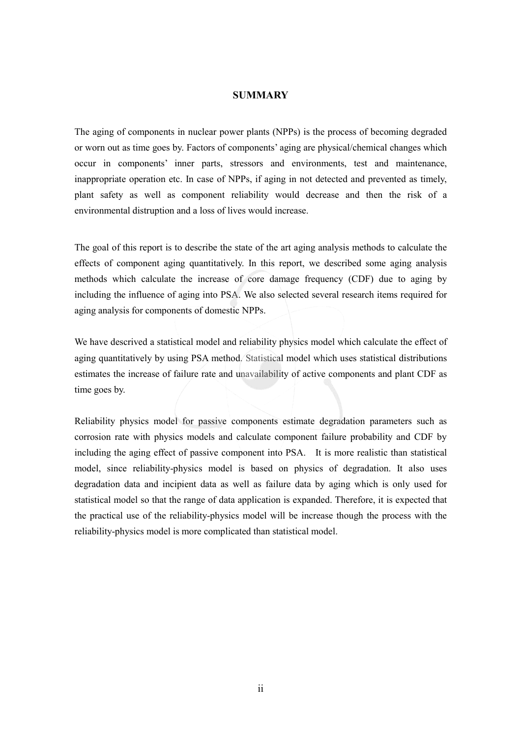**SUMMARY**

The aging of components in nuclear power plants (NPPs) is the process of becoming degraded or worn out as time goes by. Factors of components' aging are physical/chemical changes which occur in components' inner parts, stressors and environments, test and maintenance, inappropriate operation etc. In case of NPPs, if aging in not detected and prevented as timely, plant safety as well as component reliability would decrease and then the risk of a environmental distruption and a loss of lives would increase.

The goal of this report is to describe the state of the art aging analysis methods to calculate the effects of component aging quantitatively. In this report, we described some aging analysis methods which calculate the increase of core damage frequency (CDF) due to aging by including the influence of aging into PSA. We also selected several research items required for aging analysis for components of domestic NPPs.

We have descrived a statistical model and reliability physics model which calculate the effect of aging quantitatively by using PSA method. Statistical model which uses statistical distributions estimates the increase of failure rate and unavailability of active components and plant CDF as time goes by.

Reliability physics model for passive components estimate degradation parameters such as corrosion rate with physics models and calculate component failure probability and CDF by including the aging effect of passive component into PSA. It is more realistic than statistical model, since reliability-physics model is based on physics of degradation. It also uses degradation data and incipient data as well as failure data by aging which is only used for statistical model so that the range of data application is expanded. Therefore, it is expected that the practical use of the reliability-physics model will be increase though the process with the reliability-physics model is more complicated than statistical model.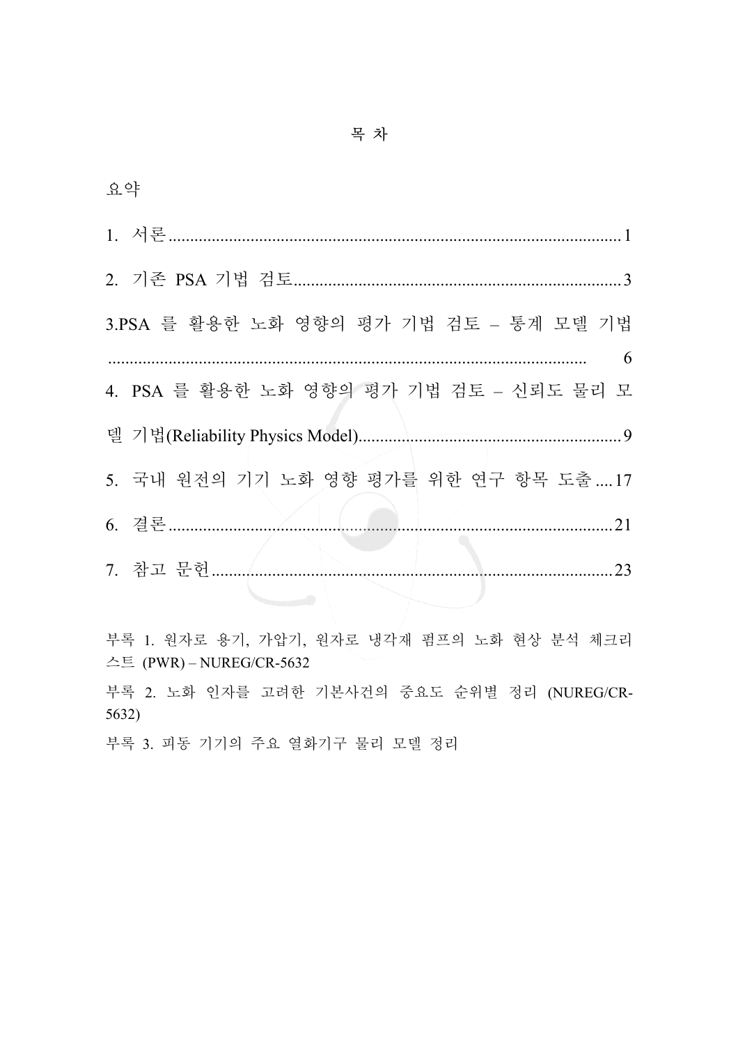# 목 차

요약

1. 서론 ........................................................................................................ 1

2. 기존 PSA 기법 검토 ........................................................................... 3

3.PSA 를 활용한 노화 영향의 평가 기법 검토 – 통계 모델 기법 ............................................................................................................ 6

4. PSA 를 활용한 노화 영향의 평가 기법 검토 – 신뢰도 물리 모델 기법(Reliability Physics Model) ............................................................ 9

5. 국내 원전의 기기 노화 영향 평가를 위한 연구 항목 도출 .... 17

6. 결론 ...................................................................................................... 21

7. 참고 문헌 ............................................................................................ 23

부록 1. 원자로 용기, 가압기, 원자로 냉각재 펌프의 노화 현상 분석 체크리스트 (PWR) – NUREG/CR-5632

부록 2. 노화 인자를 고려한 기본사건의 중요도 순위별 정리 (NUREG/CR-5632)

부록 3. 피동 기기의 주요 열화기구 물리 모델 정리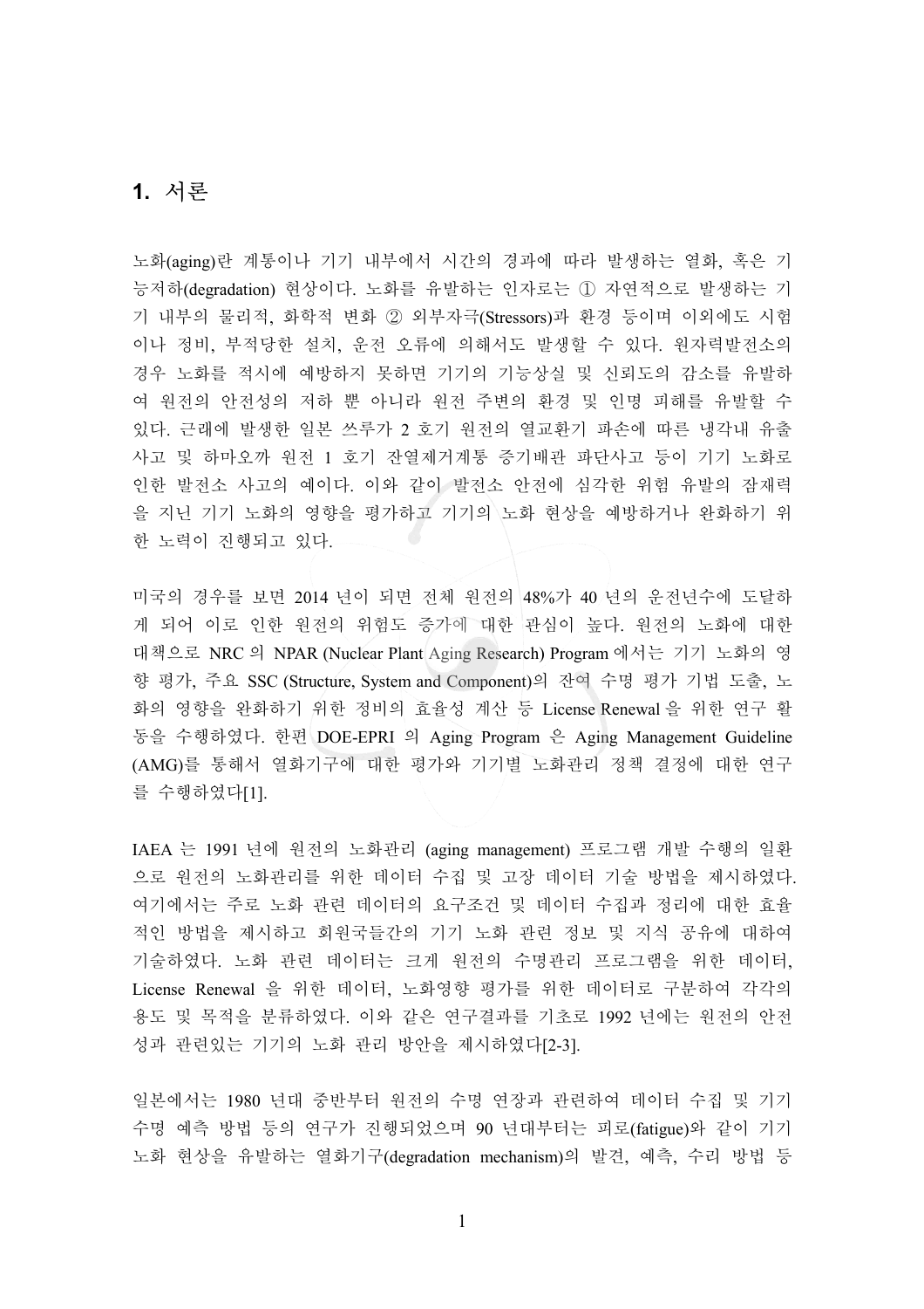## 1. 서론

노화(aging)란 계통이나 기기 내부에서 시간의 경과에 따라 발생하는 열화, 혹은 기능저하(degradation) 현상이다. 노화를 유발하는 인자로는 ① 자연적으로 발생하는 기기 내부의 물리적, 화학적 변화 ② 외부자극(Stressors)과 환경 등이며 이외에도 시험이나 정비, 부적당한 설치, 운전 오류에 의해서도 발생할 수 있다. 원자력발전소의 경우 노화를 적시에 예방하지 못하면 기기의 기능상실 및 신뢰도의 감소를 유발하여 원전의 안전성의 저하 뿐 아니라 원전 주변의 환경 및 인명 피해를 유발할 수 있다. 근래에 발생한 일본 쓰루가 2 호기 원전의 열교환기 파손에 따른 냉각내 유출 사고 및 하마오까 원전 1 호기 잔열제거계통 증기배관 파단사고 등이 기기 노화로 인한 발전소 사고의 예이다. 이와 같이 발전소 안전에 심각한 위험 유발의 잠재력을 지닌 기기 노화의 영향을 평가하고 기기의 노화 현상을 예방하거나 완화하기 위한 노력이 진행되고 있다.

미국의 경우를 보면 2014 년이 되면 전체 원전의 48%가 40 년의 운전년수에 도달하게 되어 이로 인한 원전의 위험도 증가에 대한 관심이 높다. 원전의 노화에 대한 대책으로 NRC 의 NPAR (Nuclear Plant Aging Research) Program 에서는 기기 노화의 영향 평가, 주요 SSC (Structure, System and Component)의 잔여 수명 평가 기법 도출, 노화의 영향을 완화하기 위한 정비의 효율성 계산 등 License Renewal 을 위한 연구 활동을 수행하였다. 한편 DOE-EPRI 의 Aging Program 은 Aging Management Guideline (AMG)를 통해서 열화기구에 대한 평가와 기기별 노화관리 정책 결정에 대한 연구를 수행하였다[1].

IAEA 는 1991 년에 원전의 노화관리 (aging management) 프로그램 개발 수행의 일환으로 원전의 노화관리를 위한 데이터 수집 및 고장 데이터 기술 방법을 제시하였다. 여기에서는 주로 노화 관련 데이터의 요구조건 및 데이터 수집과 정리에 대한 효율적인 방법을 제시하고 회원국들간의 기기 노화 관련 정보 및 지식 공유에 대하여 기술하였다. 노화 관련 데이터는 크게 원전의 수명관리 프로그램을 위한 데이터, License Renewal 을 위한 데이터, 노화영향 평가를 위한 데이터로 구분하여 각각의 용도 및 목적을 분류하였다. 이와 같은 연구결과를 기초로 1992 년에는 원전의 안전성과 관련있는 기기의 노화 관리 방안을 제시하였다[2-3].

일본에서는 1980 년대 중반부터 원전의 수명 연장과 관련하여 데이터 수집 및 기기 수명 예측 방법 등의 연구가 진행되었으며 90 년대부터는 피로(fatigue)와 같이 기기 노화 현상을 유발하는 열화기구(degradation mechanism)의 발견, 예측, 수리 방법 등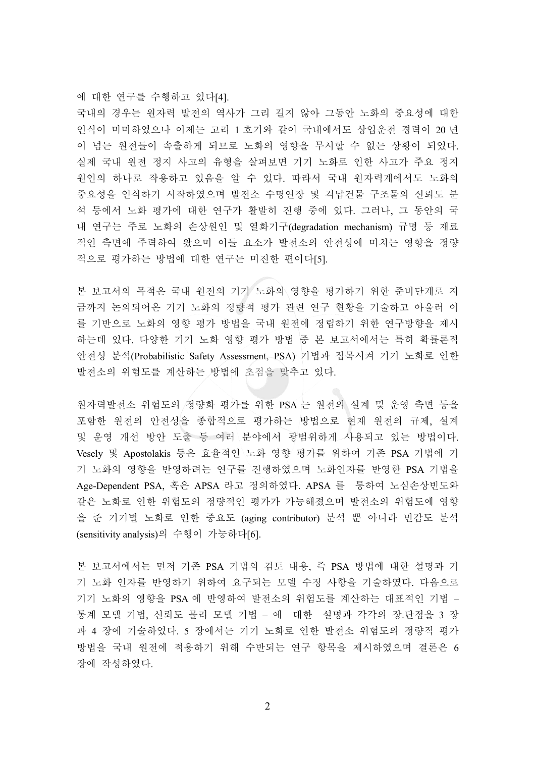에 대한 연구를 수행하고 있다[4].

국내의 경우는 원자력 발전의 역사가 그리 길지 않아 그동안 노화의 중요성에 대한 인식이 미미하였으나 이제는 고리 1 호기와 같이 국내에서도 상업운전 경력이 20 년이 넘는 원전들이 속출하게 되므로 노화의 영향을 무시할 수 없는 상황이 되었다. 실제 국내 원전 정지 사고의 유형을 살펴보면 기기 노화로 인한 사고가 주요 정지 원인의 하나로 작용하고 있음을 알 수 있다. 따라서 국내 원자력계에서도 노화의 중요성을 인식하기 시작하였으며 발전소 수명연장 및 격납건물 구조물의 신뢰도 분석 등에서 노화 평가에 대한 연구가 활발히 진행 중에 있다. 그러나, 그 동안의 국내 연구는 주로 노화의 손상원인 및 열화기구(degradation mechanism) 규명 등 재료적인 측면에 주력하여 왔으며 이들 요소가 발전소의 안전성에 미치는 영향을 정량적으로 평가하는 방법에 대한 연구는 미진한 편이다[5].

본 보고서의 목적은 국내 원전의 기기 노화의 영향을 평가하기 위한 준비단계로 지금까지 논의되어온 기기 노화의 정량적 평가 관련 연구 현황을 기술하고 아울러 이를 기반으로 노화의 영향 평가 방법을 국내 원전에 정립하기 위한 연구방향을 제시하는데 있다. 다양한 기기 노화 영향 평가 방법 중 본 보고서에서는 특히 확률론적 안전성 분석(Probabilistic Safety Assessment, PSA) 기법과 접목시켜 기기 노화로 인한 발전소의 위험도를 계산하는 방법에 초점을 맞추고 있다.

원자력발전소 위험도의 정량화 평가를 위한 PSA 는 원전의 설계 및 운영 측면 등을 포함한 원전의 안전성을 종합적으로 평가하는 방법으로 현재 원전의 규제, 설계 및 운영 개선 방안 도출 등 여러 분야에서 광범위하게 사용되고 있는 방법이다. Vesely 및 Apostolakis 등은 효율적인 노화 영향 평가를 위하여 기존 PSA 기법에 기기 노화의 영향을 반영하려는 연구를 진행하였으며 노화인자를 반영한 PSA 기법을 Age-Dependent PSA, 혹은 APSA 라고 정의하였다. APSA 를 통하여 노심손상빈도와 같은 노화로 인한 위험도의 정량적인 평가가 가능해졌으며 발전소의 위험도에 영향을 준 기기별 노화로 인한 중요도 (aging contributor) 분석 뿐 아니라 민감도 분석(sensitivity analysis)의 수행이 가능하다[6].

본 보고서에서는 먼저 기존 PSA 기법의 검토 내용, 즉 PSA 방법에 대한 설명과 기기 노화 인자를 반영하기 위하여 요구되는 모델 수정 사항을 기술하였다. 다음으로 기기 노화의 영향을 PSA 에 반영하여 발전소의 위험도를 계산하는 대표적인 기법 – 통계 모델 기법, 신뢰도 물리 모델 기법 – 에 대한 설명과 각각의 장.단점을 3 장과 4 장에 기술하였다. 5 장에서는 기기 노화로 인한 발전소 위험도의 정량적 평가 방법을 국내 원전에 적용하기 위해 수반되는 연구 항목을 제시하였으며 결론은 6 장에 작성하였다.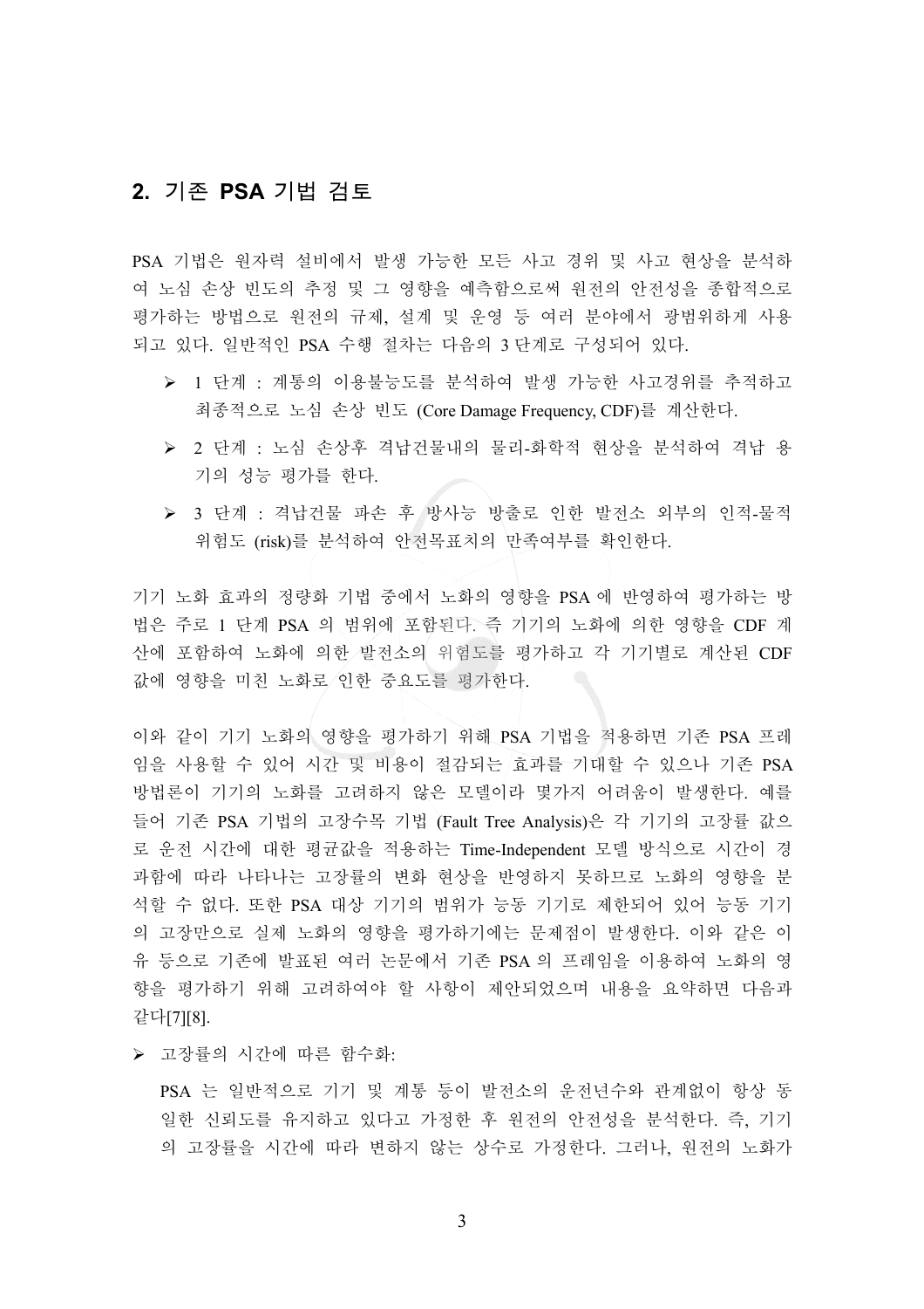## 2. 기존 PSA 기법 검토

PSA 기법은 원자력 설비에서 발생 가능한 모든 사고 경위 및 사고 현상을 분석하여 노심 손상 빈도의 추정 및 그 영향을 예측함으로써 원전의 안전성을 종합적으로 평가하는 방법으로 원전의 규제, 설계 및 운영 등 여러 분야에서 광범위하게 사용되고 있다. 일반적인 PSA 수행 절차는 다음의 3 단계로 구성되어 있다.

- 1 단계 : 계통의 이용불능도를 분석하여 발생 가능한 사고경위를 추적하고 최종적으로 노심 손상 빈도 (Core Damage Frequency, CDF)를 계산한다.
- 2 단계 : 노심 손상후 격납건물내의 물리-화학적 현상을 분석하여 격납 용기의 성능 평가를 한다.
- 3 단계 : 격납건물 파손 후 방사능 방출로 인한 발전소 외부의 인적-물적 위험도 (risk)를 분석하여 안전목표치의 만족여부를 확인한다.

기기 노화 효과의 정량화 기법 중에서 노화의 영향을 PSA 에 반영하여 평가하는 방법은 주로 1 단계 PSA 의 범위에 포함된다. 즉 기기의 노화에 의한 영향을 CDF 계산에 포함하여 노화에 의한 발전소의 위험도를 평가하고 각 기기별로 계산된 CDF 값에 영향을 미친 노화로 인한 중요도를 평가한다.

이와 같이 기기 노화의 영향을 평가하기 위해 PSA 기법을 적용하면 기존 PSA 프레임을 사용할 수 있어 시간 및 비용이 절감되는 효과를 기대할 수 있으나 기존 PSA 방법론이 기기의 노화를 고려하지 않은 모델이라 몇가지 어려움이 발생한다. 예를 들어 기존 PSA 기법의 고장수목 기법 (Fault Tree Analysis)은 각 기기의 고장률 값으로 운전 시간에 대한 평균값을 적용하는 Time-Independent 모델 방식으로 시간이 경과함에 따라 나타나는 고장률의 변화 현상을 반영하지 못하므로 노화의 영향을 분석할 수 없다. 또한 PSA 대상 기기의 범위가 능동 기기로 제한되어 있어 능동 기기의 고장만으로 실제 노화의 영향을 평가하기에는 문제점이 발생한다. 이와 같은 이유 등으로 기존에 발표된 여러 논문에서 기존 PSA 의 프레임을 이용하여 노화의 영향을 평가하기 위해 고려하여야 할 사항이 제안되었으며 내용을 요약하면 다음과 같다[7][8].

- 고장률의 시간에 따른 함수화:

  PSA 는 일반적으로 기기 및 계통 등이 발전소의 운전년수와 관계없이 항상 동일한 신뢰도를 유지하고 있다고 가정한 후 원전의 안전성을 분석한다. 즉, 기기의 고장률을 시간에 따라 변하지 않는 상수로 가정한다. 그러나, 원전의 노화가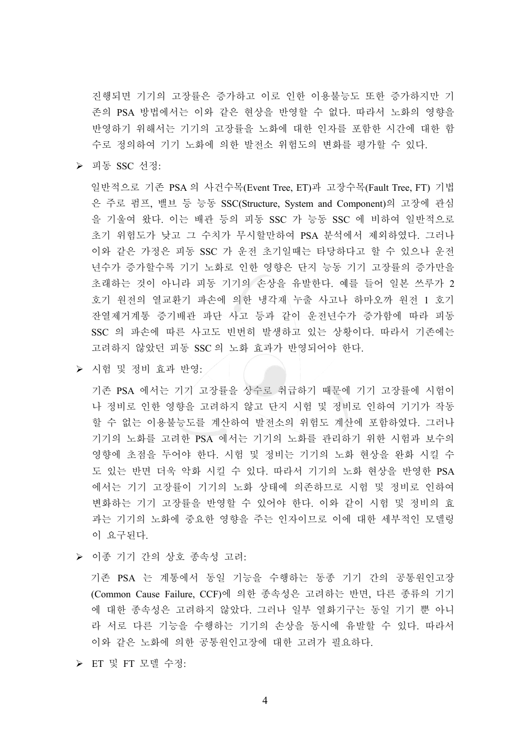진행되면 기기의 고장률은 증가하고 이로 인한 이용불능도 또한 증가하지만 기존의 PSA 방법에서는 이와 같은 현상을 반영할 수 없다. 따라서 노화의 영향을 반영하기 위해서는 기기의 고장률을 노화에 대한 인자를 포함한 시간에 대한 함수로 정의하여 기기 노화에 의한 발전소 위험도의 변화를 평가할 수 있다.

- 피동 SSC 선정:

  일반적으로 기존 PSA 의 사건수목(Event Tree, ET)과 고장수목(Fault Tree, FT) 기법은 주로 펌프, 밸브 등 능동 SSC(Structure, System and Component)의 고장에 관심을 기울여 왔다. 이는 배관 등의 피동 SSC 가 능동 SSC 에 비하여 일반적으로 초기 위험도가 낮고 그 수치가 무시할만하여 PSA 분석에서 제외하였다. 그러나 이와 같은 가정은 피동 SSC 가 운전 초기일때는 타당하다고 할 수 있으나 운전년수가 증가할수록 기기 노화로 인한 영향은 단지 능동 기기 고장률의 증가만을 초래하는 것이 아니라 피동 기기의 손상을 유발한다. 예를 들어 일본 쓰루가 2 호기 원전의 열교환기 파손에 의한 냉각재 누출 사고나 하마오까 원전 1 호기 잔열제거계통 증기배관 파단 사고 등과 같이 운전년수가 증가함에 따라 피동 SSC 의 파손에 따른 사고도 빈번히 발생하고 있는 상황이다. 따라서 기존에는 고려하지 않았던 피동 SSC 의 노화 효과가 반영되어야 한다.

- 시험 및 정비 효과 반영:

  기존 PSA 에서는 기기 고장률을 상수로 취급하기 때문에 기기 고장률에 시험이나 정비로 인한 영향을 고려하지 않고 단지 시험 및 정비로 인하여 기기가 작동할 수 없는 이용불능도를 계산하여 발전소의 위험도 계산에 포함하였다. 그러나 기기의 노화를 고려한 PSA 에서는 기기의 노화를 관리하기 위한 시험과 보수의 영향에 초점을 두어야 한다. 시험 및 정비는 기기의 노화 현상을 완화 시킬 수도 있는 반면 더욱 악화 시킬 수 있다. 따라서 기기의 노화 현상을 반영한 PSA 에서는 기기 고장률이 기기의 노화 상태에 의존하므로 시험 및 정비로 인하여 변화하는 기기 고장률을 반영할 수 있어야 한다. 이와 같이 시험 및 정비의 효과는 기기의 노화에 중요한 영향을 주는 인자이므로 이에 대한 세부적인 모델링이 요구된다.

- 이종 기기 간의 상호 종속성 고려:

  기존 PSA 는 계통에서 동일 기능을 수행하는 동종 기기 간의 공통원인고장(Common Cause Failure, CCF)에 의한 종속성은 고려하는 반면, 다른 종류의 기기에 대한 종속성은 고려하지 않았다. 그러나 일부 열화기구는 동일 기기 뿐 아니라 서로 다른 기능을 수행하는 기기의 손상을 동시에 유발할 수 있다. 따라서 이와 같은 노화에 의한 공통원인고장에 대한 고려가 필요하다.

- ET 및 FT 모델 수정: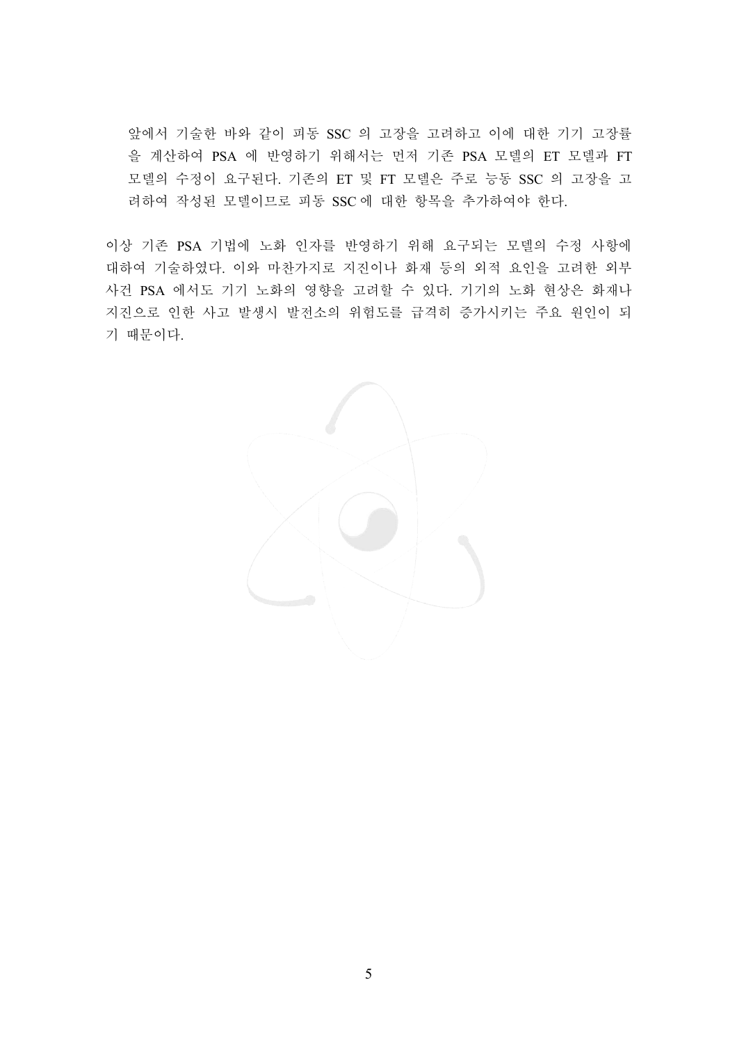앞에서 기술한 바와 같이 피동 SSC 의 고장을 고려하고 이에 대한 기기 고장률을 계산하여 PSA 에 반영하기 위해서는 먼저 기존 PSA 모델의 ET 모델과 FT 모델의 수정이 요구된다. 기존의 ET 및 FT 모델은 주로 능동 SSC 의 고장을 고려하여 작성된 모델이므로 피동 SSC 에 대한 항목을 추가하여야 한다.

이상 기존 PSA 기법에 노화 인자를 반영하기 위해 요구되는 모델의 수정 사항에 대하여 기술하였다. 이와 마찬가지로 지진이나 화재 등의 외적 요인을 고려한 외부 사건 PSA 에서도 기기 노화의 영향을 고려할 수 있다. 기기의 노화 현상은 화재나 지진으로 인한 사고 발생시 발전소의 위험도를 급격히 증가시키는 주요 원인이 되기 때문이다.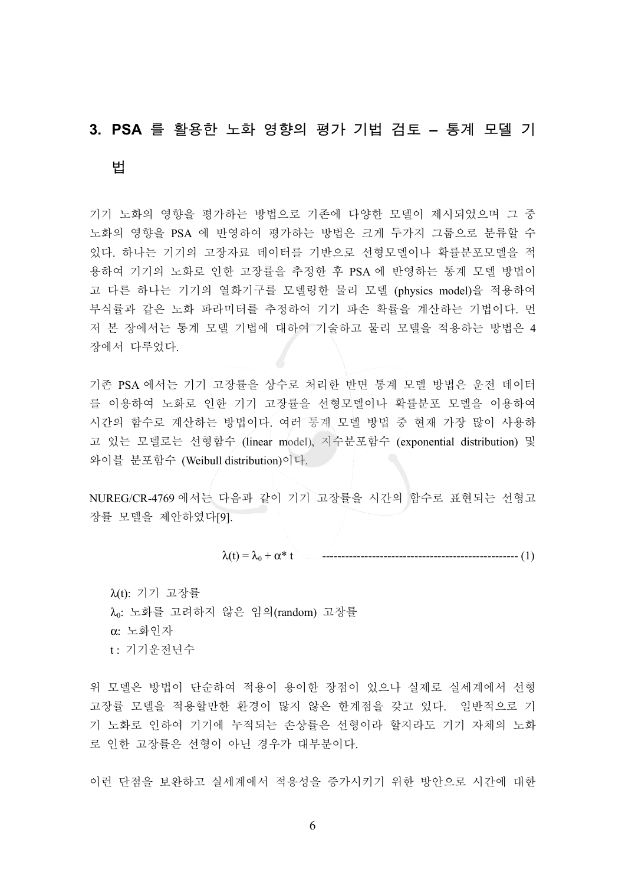## 3. PSA 를 활용한 노화 영향의 평가 기법 검토 – 통계 모델 기법

기기 노화의 영향을 평가하는 방법으로 기존에 다양한 모델이 제시되었으며 그 중 노화의 영향을 PSA 에 반영하여 평가하는 방법은 크게 두가지 그룹으로 분류할 수 있다. 하나는 기기의 고장자료 데이터를 기반으로 선형모델이나 확률분포모델을 적용하여 기기의 노화로 인한 고장률을 추정한 후 PSA 에 반영하는 통계 모델 방법이고 다른 하나는 기기의 열화기구를 모델링한 물리 모델 (physics model)을 적용하여 부식률과 같은 노화 파라미터를 추정하여 기기 파손 확률을 계산하는 기법이다. 먼저 본 장에서는 통계 모델 기법에 대하여 기술하고 물리 모델을 적용하는 방법은 4 장에서 다루었다.

기존 PSA 에서는 기기 고장률을 상수로 처리한 반면 통계 모델 방법은 운전 데이터를 이용하여 노화로 인한 기기 고장률을 선형모델이나 확률분포 모델을 이용하여 시간의 함수로 계산하는 방법이다. 여러 통계 모델 방법 중 현재 가장 많이 사용하고 있는 모델로는 선형함수 (linear model), 지수분포함수 (exponential distribution) 및 와이블 분포함수 (Weibull distribution)이다.

NUREG/CR-4769 에서는 다음과 같이 기기 고장률을 시간의 함수로 표현되는 선형고장률 모델을 제안하였다[9].

$$\lambda(t) = \lambda_0 + \alpha * t \quad \text{------------------------------------------------} \; (1)$$

$\lambda(t)$: 기기 고장률
$\lambda_0$: 노화를 고려하지 않은 임의(random) 고장률
$\alpha$: 노화인자
$t$ : 기기운전년수

위 모델은 방법이 단순하여 적용이 용이한 장점이 있으나 실제로 실세계에서 선형 고장률 모델을 적용할만한 환경이 많지 않은 한계점을 갖고 있다. 일반적으로 기기 노화로 인하여 기기에 누적되는 손상률은 선형이라 할지라도 기기 자체의 노화로 인한 고장률은 선형이 아닌 경우가 대부분이다.

이런 단점을 보완하고 실세계에서 적용성을 증가시키기 위한 방안으로 시간에 대한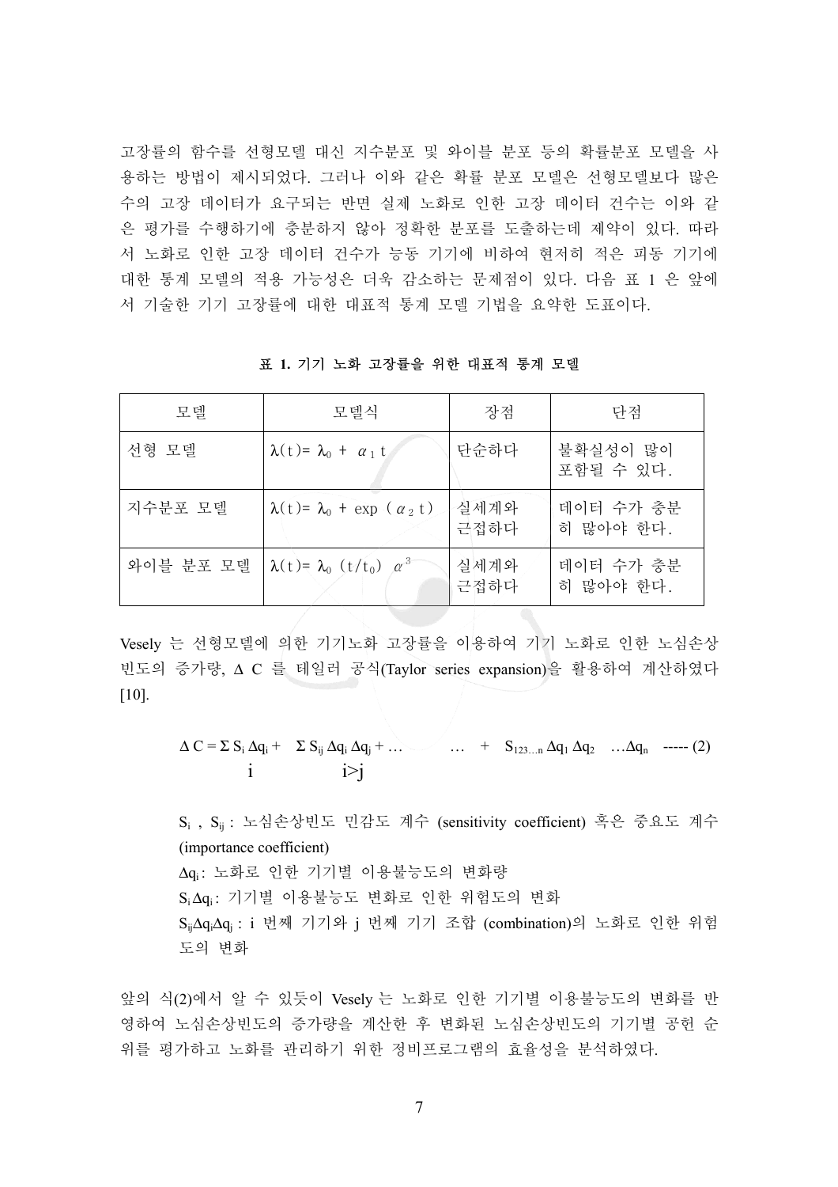고장률의 함수를 선형모델 대신 지수분포 및 와이블 분포 등의 확률분포 모델을 사용하는 방법이 제시되었다. 그러나 이와 같은 확률 분포 모델은 선형모델보다 많은 수의 고장 데이터가 요구되는 반면 실제 노화로 인한 고장 데이터 건수는 이와 같은 평가를 수행하기에 충분하지 않아 정확한 분포를 도출하는데 제약이 있다. 따라서 노화로 인한 고장 데이터 건수가 능동 기기에 비하여 현저히 적은 피동 기기에 대한 통계 모델의 적용 가능성은 더욱 감소하는 문제점이 있다. 다음 표 1 은 앞에서 기술한 기기 고장률에 대한 대표적 통계 모델 기법을 요약한 도표이다.

**표 1. 기기 노화 고장률을 위한 대표적 통계 모델**

| 모델 | 모델식 | 장점 | 단점 |
|---|---|---|---|
| 선형 모델 | $\lambda(t) = \lambda_0 + \alpha_1 t$ | 단순하다 | 불확실성이 많이 포함될 수 있다. |
| 지수분포 모델 | $\lambda(t) = \lambda_0 + \exp(\alpha_2 t)$ | 실세계와 근접하다 | 데이터 수가 충분히 많아야 한다. |
| 와이블 분포 모델 | $\lambda(t) = \lambda_0 (t/t_0)^{\alpha_3}$ | 실세계와 근접하다 | 데이터 수가 충분히 많아야 한다. |

Vesely 는 선형모델에 의한 기기노화 고장률을 이용하여 기기 노화로 인한 노심손상빈도의 증가량, $\Delta C$ 를 테일러 공식(Taylor series expansion)을 활용하여 계산하였다 [10].

$$\Delta C = \sum_{i} S_i \Delta q_i + \sum_{i>j} S_{ij} \Delta q_i \Delta q_j + \ldots \quad \ldots + S_{123\ldots n} \Delta q_1 \Delta q_2 \ldots \Delta q_n \quad \text{----- (2)}$$

$S_i$ , $S_{ij}$ : 노심손상빈도 민감도 계수 (sensitivity coefficient) 혹은 중요도 계수 (importance coefficient)

$\Delta q_i$ : 노화로 인한 기기별 이용불능도의 변화량

$S_i \Delta q_i$ : 기기별 이용불능도 변화로 인한 위험도의 변화

$S_{ij} \Delta q_i \Delta q_j$ : i 번째 기기와 j 번째 기기 조합 (combination)의 노화로 인한 위험도의 변화

앞의 식(2)에서 알 수 있듯이 Vesely 는 노화로 인한 기기별 이용불능도의 변화를 반영하여 노심손상빈도의 증가량을 계산한 후 변화된 노심손상빈도의 기기별 공헌 순위를 평가하고 노화를 관리하기 위한 정비프로그램의 효율성을 분석하였다.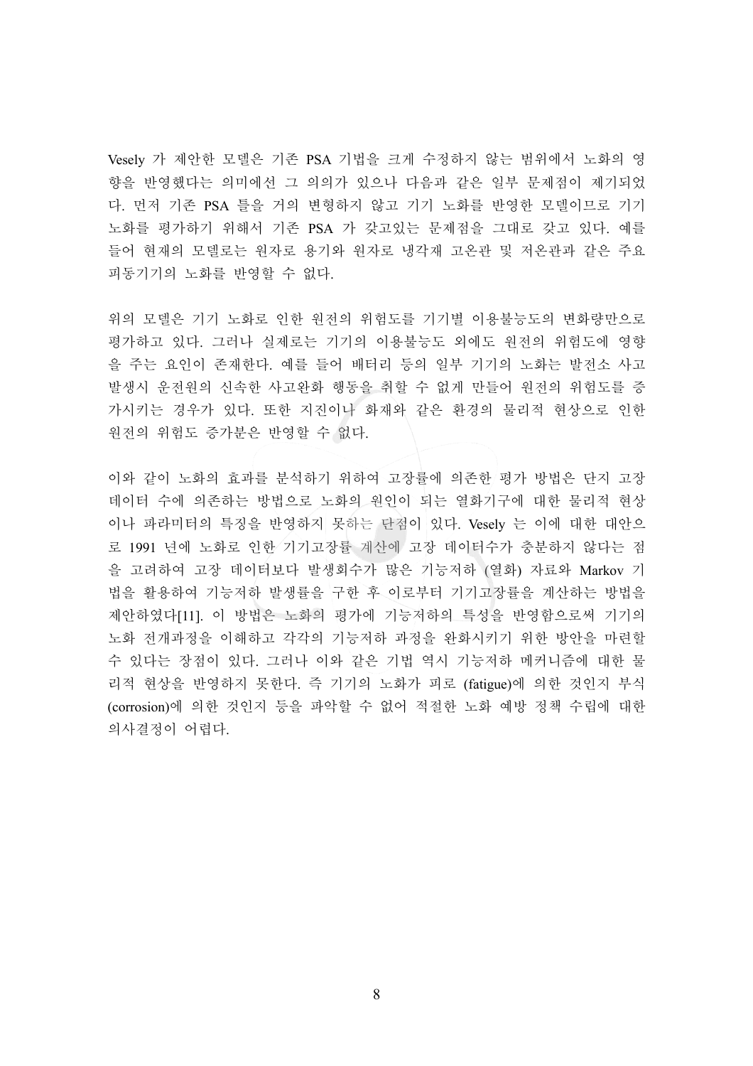Vesely 가 제안한 모델은 기존 PSA 기법을 크게 수정하지 않는 범위에서 노화의 영향을 반영했다는 의미에선 그 의의가 있으나 다음과 같은 일부 문제점이 제기되었다. 먼저 기존 PSA 틀을 거의 변형하지 않고 기기 노화를 반영한 모델이므로 기기 노화를 평가하기 위해서 기존 PSA 가 갖고있는 문제점을 그대로 갖고 있다. 예를 들어 현재의 모델로는 원자로 용기와 원자로 냉각재 고온관 및 저온관과 같은 주요 피동기기의 노화를 반영할 수 없다.

위의 모델은 기기 노화로 인한 원전의 위험도를 기기별 이용불능도의 변화량만으로 평가하고 있다. 그러나 실제로는 기기의 이용불능도 외에도 원전의 위험도에 영향을 주는 요인이 존재한다. 예를 들어 배터리 등의 일부 기기의 노화는 발전소 사고 발생시 운전원의 신속한 사고완화 행동을 취할 수 없게 만들어 원전의 위험도를 증가시키는 경우가 있다. 또한 지진이나 화재와 같은 환경의 물리적 현상으로 인한 원전의 위험도 증가분은 반영할 수 없다.

이와 같이 노화의 효과를 분석하기 위하여 고장률에 의존한 평가 방법은 단지 고장 데이터 수에 의존하는 방법으로 노화의 원인이 되는 열화기구에 대한 물리적 현상이나 파라미터의 특징을 반영하지 못하는 단점이 있다. Vesely 는 이에 대한 대안으로 1991 년에 노화로 인한 기기고장률 계산에 고장 데이터수가 충분하지 않다는 점을 고려하여 고장 데이터보다 발생회수가 많은 기능저하 (열화) 자료와 Markov 기법을 활용하여 기능저하 발생률을 구한 후 이로부터 기기고장률을 계산하는 방법을 제안하였다[11]. 이 방법은 노화의 평가에 기능저하의 특성을 반영함으로써 기기의 노화 전개과정을 이해하고 각각의 기능저하 과정을 완화시키기 위한 방안을 마련할 수 있다는 장점이 있다. 그러나 이와 같은 기법 역시 기능저하 메커니즘에 대한 물리적 현상을 반영하지 못한다. 즉 기기의 노화가 피로 (fatigue)에 의한 것인지 부식 (corrosion)에 의한 것인지 등을 파악할 수 없어 적절한 노화 예방 정책 수립에 대한 의사결정이 어렵다.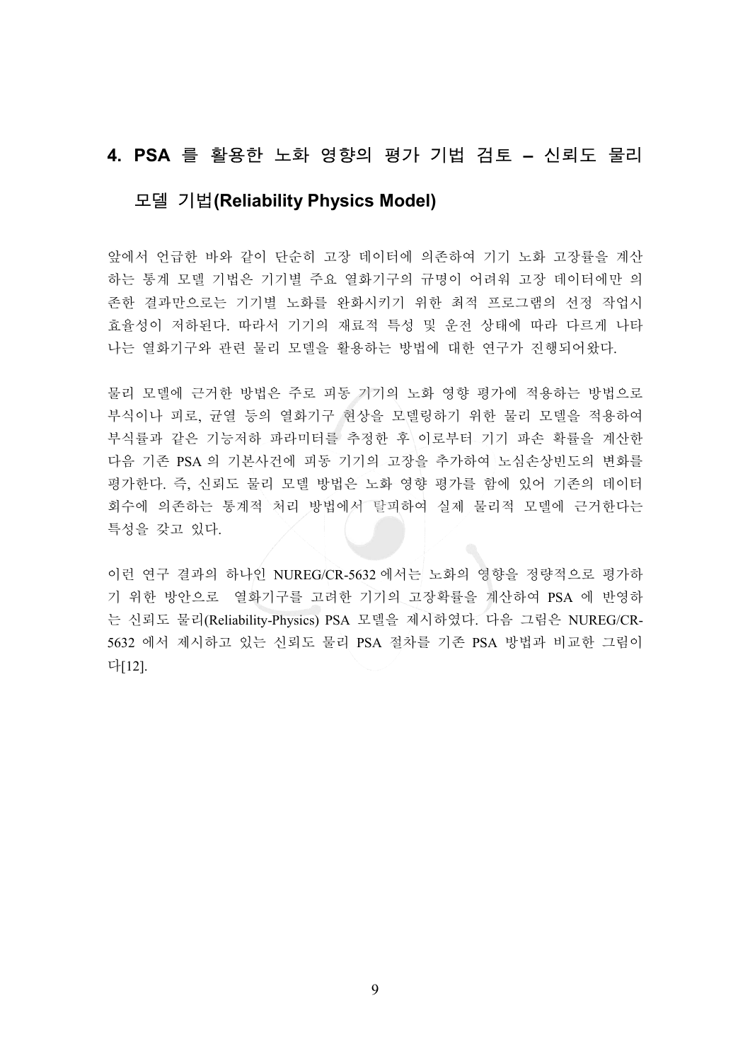## 4. PSA 를 활용한 노화 영향의 평가 기법 검토 – 신뢰도 물리 모델 기법(Reliability Physics Model)

앞에서 언급한 바와 같이 단순히 고장 데이터에 의존하여 기기 노화 고장률을 계산하는 통계 모델 기법은 기기별 주요 열화기구의 규명이 어려워 고장 데이터에만 의존한 결과만으로는 기기별 노화를 완화시키기 위한 최적 프로그램의 선정 작업시 효율성이 저하된다. 따라서 기기의 재료적 특성 및 운전 상태에 따라 다르게 나타나는 열화기구와 관련 물리 모델을 활용하는 방법에 대한 연구가 진행되어왔다.

물리 모델에 근거한 방법은 주로 피동 기기의 노화 영향 평가에 적용하는 방법으로 부식이나 피로, 균열 등의 열화기구 현상을 모델링하기 위한 물리 모델을 적용하여 부식률과 같은 기능저하 파라미터를 추정한 후 이로부터 기기 파손 확률을 계산한 다음 기존 PSA 의 기본사건에 피동 기기의 고장을 추가하여 노심손상빈도의 변화를 평가한다. 즉, 신뢰도 물리 모델 방법은 노화 영향 평가를 함에 있어 기존의 데이터 회수에 의존하는 통계적 처리 방법에서 탈피하여 실제 물리적 모델에 근거한다는 특성을 갖고 있다.

이런 연구 결과의 하나인 NUREG/CR-5632 에서는 노화의 영향을 정량적으로 평가하기 위한 방안으로 열화기구를 고려한 기기의 고장확률을 계산하여 PSA 에 반영하는 신뢰도 물리(Reliability-Physics) PSA 모델을 제시하였다. 다음 그림은 NUREG/CR-5632 에서 제시하고 있는 신뢰도 물리 PSA 절차를 기존 PSA 방법과 비교한 그림이다[12].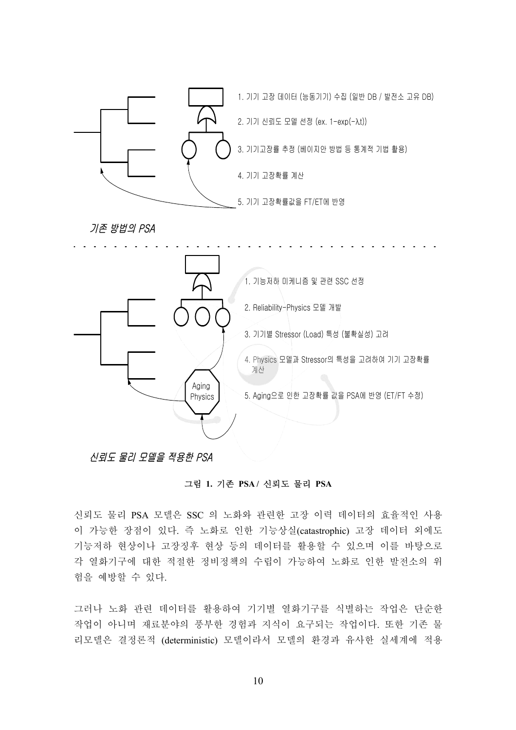1. 기기 고장 데이터 (능동기기) 수집 (일반 DB / 발전소 고유 DB)

2. 기기 신뢰도 모델 선정 (ex. 1-exp(-λt))

3. 기기고장률 추정 (베이지안 방법 등 통계적 기법 활용)

4. 기기 고장확률 계산

5. 기기 고장확률값을 FT/ET에 반영

*기존 방법의 PSA*

1. 기능저하 미케니즘 및 관련 SSC 선정

2. Reliability-Physics 모델 개발

3. 기기별 Stressor (Load) 특성 (불확실성) 고려

4. Physics 모델과 Stressor의 특성을 고려하여 기기 고장확률 계산

5. Aging으로 인한 고장확률 값을 PSA에 반영 (ET/FT 수정)

Aging Physics

*신뢰도 물리 모델을 적용한 PSA*

**그림 1. 기존 PSA / 신뢰도 물리 PSA**

신뢰도 물리 PSA 모델은 SSC 의 노화와 관련한 고장 이력 데이터의 효율적인 사용이 가능한 장점이 있다. 즉 노화로 인한 기능상실(catastrophic) 고장 데이터 외에도 기능저하 현상이나 고장징후 현상 등의 데이터를 활용할 수 있으며 이를 바탕으로 각 열화기구에 대한 적절한 정비정책의 수립이 가능하여 노화로 인한 발전소의 위험을 예방할 수 있다.

그러나 노화 관련 데이터를 활용하여 기기별 열화기구를 식별하는 작업은 단순한 작업이 아니며 재료분야의 풍부한 경험과 지식이 요구되는 작업이다. 또한 기존 물리모델은 결정론적 (deterministic) 모델이라서 모델의 환경과 유사한 실세계에 적용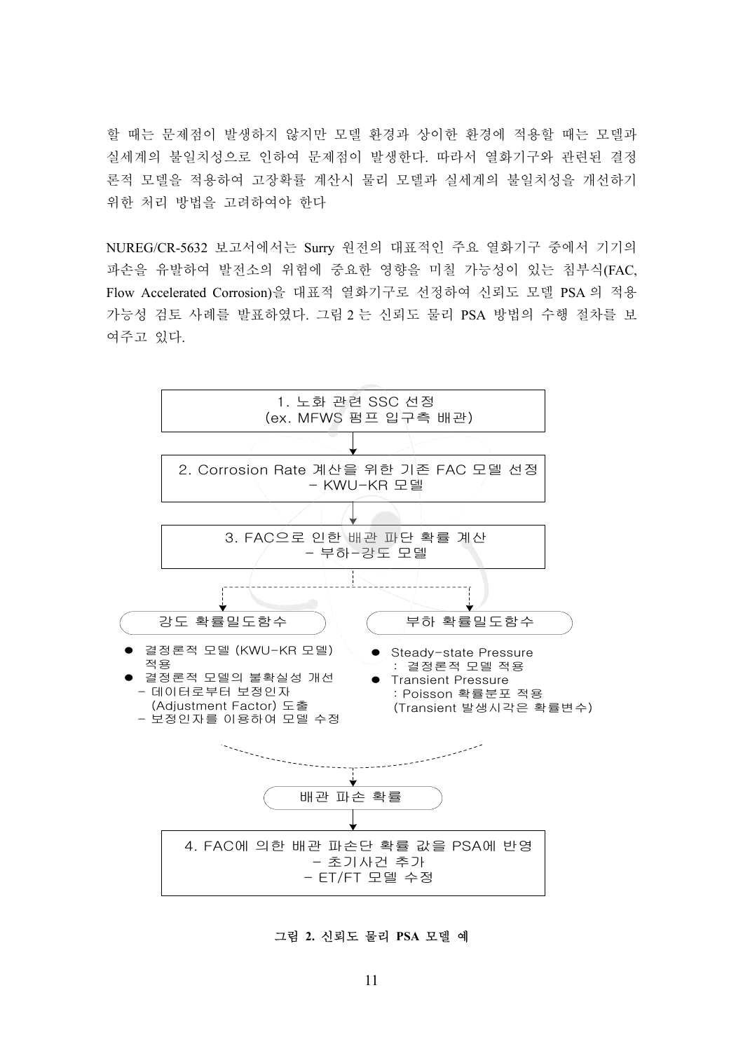할 때는 문제점이 발생하지 않지만 모델 환경과 상이한 환경에 적용할 때는 모델과 실세계의 불일치성으로 인하여 문제점이 발생한다. 따라서 열화기구와 관련된 결정론적 모델을 적용하여 고장확률 계산시 물리 모델과 실세계의 불일치성을 개선하기 위한 처리 방법을 고려하여야 한다

NUREG/CR-5632 보고서에서는 Surry 원전의 대표적인 주요 열화기구 중에서 기기의 파손을 유발하여 발전소의 위험에 중요한 영향을 미칠 가능성이 있는 침부식(FAC, Flow Accelerated Corrosion)을 대표적 열화기구로 선정하여 신뢰도 모델 PSA 의 적용 가능성 검토 사례를 발표하였다. 그림 2 는 신뢰도 물리 PSA 방법의 수행 절차를 보여주고 있다.

1. 노화 관련 SSC 선정
(ex. MFWS 펌프 입구측 배관)

↓

2. Corrosion Rate 계산을 위한 기존 FAC 모델 선정
- KWU-KR 모델

↓

3. FAC으로 인한 배관 파단 확률 계산
- 부하-강도 모델

↓

**강도 확률밀도함수**
- 결정론적 모델 (KWU-KR 모델) 적용
- 결정론적 모델의 불확실성 개선
  - 데이터로부터 보정인자 (Adjustment Factor) 도출
  - 보정인자를 이용하여 모델 수정

**부하 확률밀도함수**
- Steady-state Pressure
  : 결정론적 모델 적용
- Transient Pressure
  : Poisson 확률분포 적용
  (Transient 발생시각은 확률변수)

↓

배관 파손 확률

↓

4. FAC에 의한 배관 파손단 확률 값을 PSA에 반영
- 초기사건 추가
- ET/FT 모델 수정

**그림 2. 신뢰도 물리 PSA 모델 예**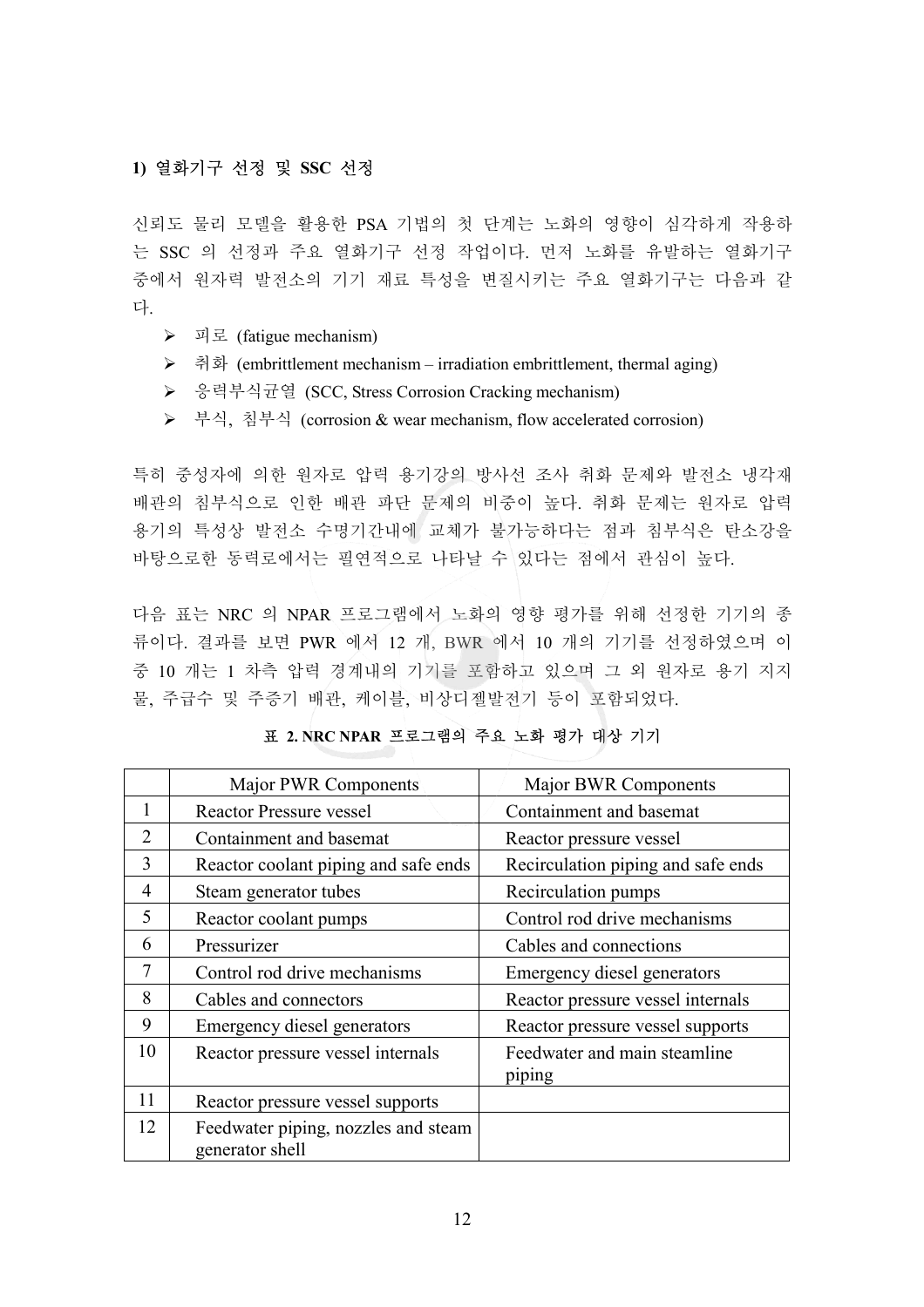### 1) 열화기구 선정 및 SSC 선정

신뢰도 물리 모델을 활용한 PSA 기법의 첫 단계는 노화의 영향이 심각하게 작용하는 SSC 의 선정과 주요 열화기구 선정 작업이다. 먼저 노화를 유발하는 열화기구 중에서 원자력 발전소의 기기 재료 특성을 변질시키는 주요 열화기구는 다음과 같다.

- 피로 (fatigue mechanism)
- 취화 (embrittlement mechanism – irradiation embrittlement, thermal aging)
- 응력부식균열 (SCC, Stress Corrosion Cracking mechanism)
- 부식, 침부식 (corrosion & wear mechanism, flow accelerated corrosion)

특히 중성자에 의한 원자로 압력 용기강의 방사선 조사 취화 문제와 발전소 냉각재 배관의 침부식으로 인한 배관 파단 문제의 비중이 높다. 취화 문제는 원자로 압력 용기의 특성상 발전소 수명기간내에 교체가 불가능하다는 점과 침부식은 탄소강을 바탕으로한 동력로에서는 필연적으로 나타날 수 있다는 점에서 관심이 높다.

다음 표는 NRC 의 NPAR 프로그램에서 노화의 영향 평가를 위해 선정한 기기의 종류이다. 결과를 보면 PWR 에서 12 개, BWR 에서 10 개의 기기를 선정하였으며 이 중 10 개는 1 차측 압력 경계내의 기기를 포함하고 있으며 그 외 원자로 용기 지지물, 주급수 및 주증기 배관, 케이블, 비상디젤발전기 등이 포함되었다.

**표 2. NRC NPAR 프로그램의 주요 노화 평가 대상 기기**

| | Major PWR Components | Major BWR Components |
|---|---|---|
| 1 | Reactor Pressure vessel | Containment and basemat |
| 2 | Containment and basemat | Reactor pressure vessel |
| 3 | Reactor coolant piping and safe ends | Recirculation piping and safe ends |
| 4 | Steam generator tubes | Recirculation pumps |
| 5 | Reactor coolant pumps | Control rod drive mechanisms |
| 6 | Pressurizer | Cables and connections |
| 7 | Control rod drive mechanisms | Emergency diesel generators |
| 8 | Cables and connectors | Reactor pressure vessel internals |
| 9 | Emergency diesel generators | Reactor pressure vessel supports |
| 10 | Reactor pressure vessel internals | Feedwater and main steamline piping |
| 11 | Reactor pressure vessel supports | |
| 12 | Feedwater piping, nozzles and steam generator shell | |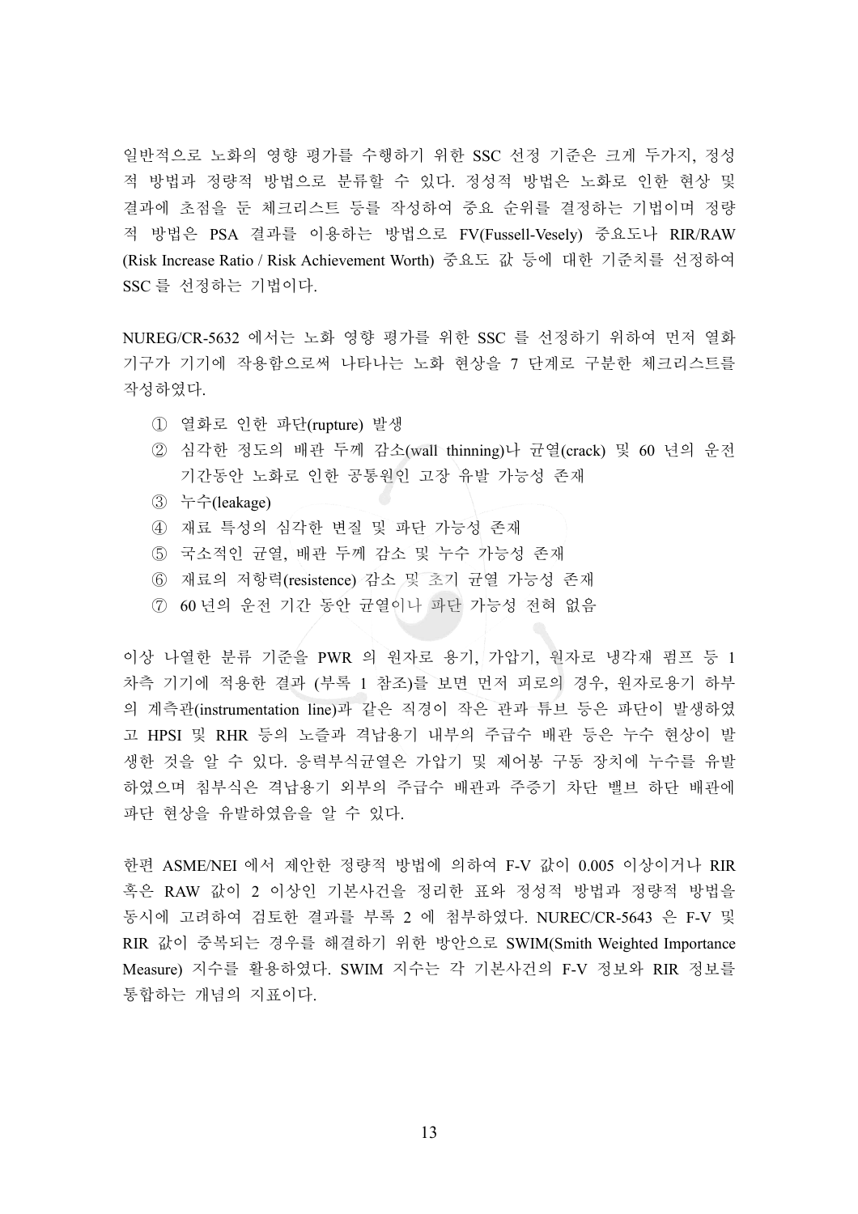일반적으로 노화의 영향 평가를 수행하기 위한 SSC 선정 기준은 크게 두가지, 정성적 방법과 정량적 방법으로 분류할 수 있다. 정성적 방법은 노화로 인한 현상 및 결과에 초점을 둔 체크리스트 등을 작성하여 중요 순위를 결정하는 기법이며 정량적 방법은 PSA 결과를 이용하는 방법으로 FV(Fussell-Vesely) 중요도나 RIR/RAW (Risk Increase Ratio / Risk Achievement Worth) 중요도 값 등에 대한 기준치를 선정하여 SSC 를 선정하는 기법이다.

NUREG/CR-5632 에서는 노화 영향 평가를 위한 SSC 를 선정하기 위하여 먼저 열화 기구가 기기에 작용함으로써 나타나는 노화 현상을 7 단계로 구분한 체크리스트를 작성하였다.

① 열화로 인한 파단(rupture) 발생
② 심각한 정도의 배관 두께 감소(wall thinning)나 균열(crack) 및 60 년의 운전 기간동안 노화로 인한 공통원인 고장 유발 가능성 존재
③ 누수(leakage)
④ 재료 특성의 심각한 변질 및 파단 가능성 존재
⑤ 국소적인 균열, 배관 두께 감소 및 누수 가능성 존재
⑥ 재료의 저항력(resistence) 감소 및 초기 균열 가능성 존재
⑦ 60 년의 운전 기간 동안 균열이나 파단 가능성 전혀 없음

이상 나열한 분류 기준을 PWR 의 원자로 용기, 가압기, 원자로 냉각재 펌프 등 1 차측 기기에 적용한 결과 (부록 1 참조)를 보면 먼저 피로의 경우, 원자로용기 하부의 계측관(instrumentation line)과 같은 직경이 작은 관과 튜브 등은 파단이 발생하였고 HPSI 및 RHR 등의 노즐과 격납용기 내부의 주급수 배관 등은 누수 현상이 발생한 것을 알 수 있다. 응력부식균열은 가압기 및 제어봉 구동 장치에 누수를 유발하였으며 침부식은 격납용기 외부의 주급수 배관과 주증기 차단 밸브 하단 배관에 파단 현상을 유발하였음을 알 수 있다.

한편 ASME/NEI 에서 제안한 정량적 방법에 의하여 F-V 값이 0.005 이상이거나 RIR 혹은 RAW 값이 2 이상인 기본사건을 정리한 표와 정성적 방법과 정량적 방법을 동시에 고려하여 검토한 결과를 부록 2 에 첨부하였다. NUREC/CR-5643 은 F-V 및 RIR 값이 중복되는 경우를 해결하기 위한 방안으로 SWIM(Smith Weighted Importance Measure) 지수를 활용하였다. SWIM 지수는 각 기본사건의 F-V 정보와 RIR 정보를 통합하는 개념의 지표이다.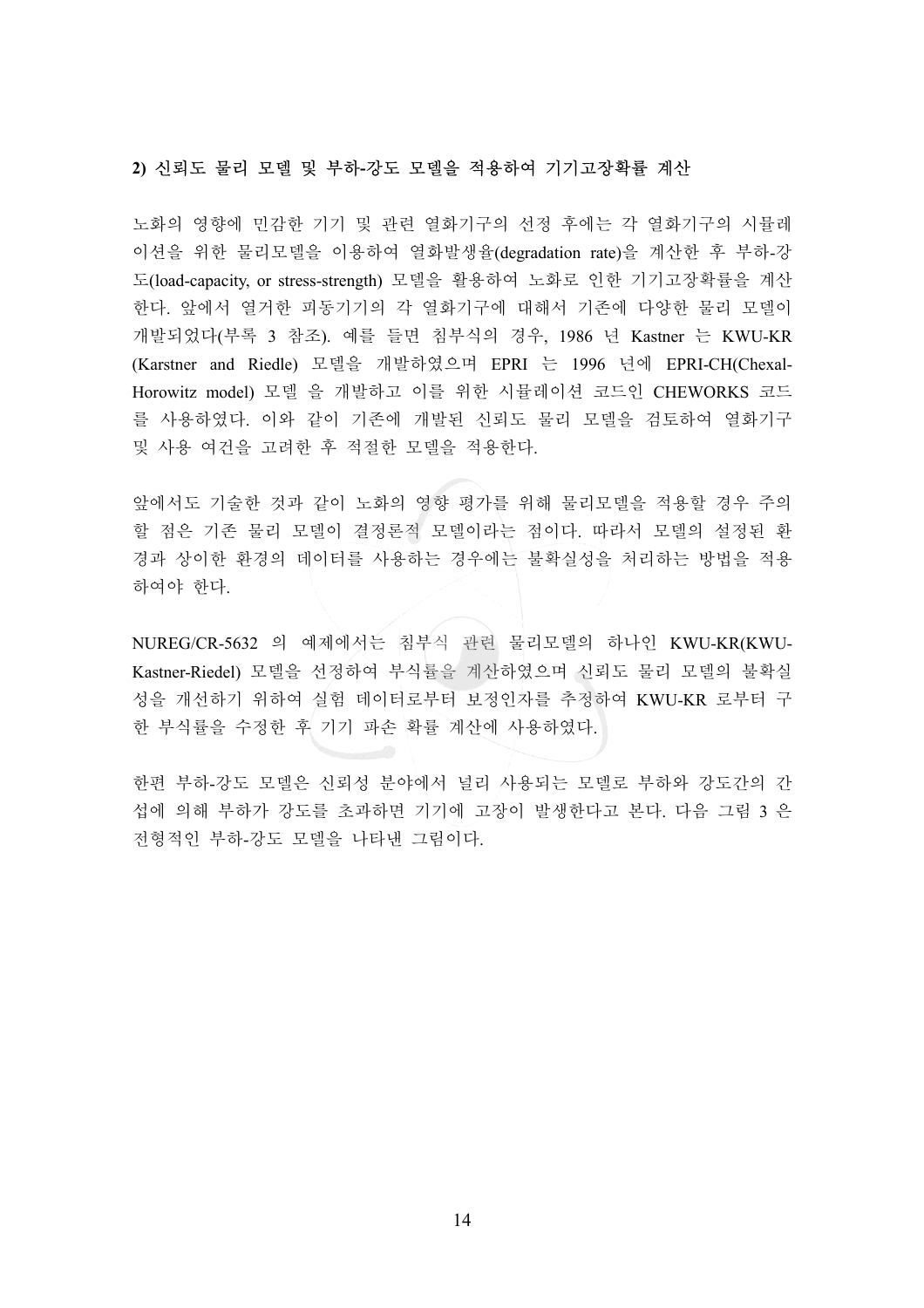**2) 신뢰도 물리 모델 및 부하-강도 모델을 적용하여 기기고장확률 계산**

노화의 영향에 민감한 기기 및 관련 열화기구의 선정 후에는 각 열화기구의 시뮬레이션을 위한 물리모델을 이용하여 열화발생율(degradation rate)을 계산한 후 부하-강도(load-capacity, or stress-strength) 모델을 활용하여 노화로 인한 기기고장확률을 계산한다. 앞에서 열거한 피동기기의 각 열화기구에 대해서 기존에 다양한 물리 모델이 개발되었다(부록 3 참조). 예를 들면 침부식의 경우, 1986 년 Kastner 는 KWU-KR (Karstner and Riedle) 모델을 개발하였으며 EPRI 는 1996 년에 EPRI-CH(Chexal-Horowitz model) 모델 을 개발하고 이를 위한 시뮬레이션 코드인 CHEWORKS 코드를 사용하였다. 이와 같이 기존에 개발된 신뢰도 물리 모델을 검토하여 열화기구 및 사용 여건을 고려한 후 적절한 모델을 적용한다.

앞에서도 기술한 것과 같이 노화의 영향 평가를 위해 물리모델을 적용할 경우 주의할 점은 기존 물리 모델이 결정론적 모델이라는 점이다. 따라서 모델의 설정된 환경과 상이한 환경의 데이터를 사용하는 경우에는 불확실성을 처리하는 방법을 적용하여야 한다.

NUREG/CR-5632 의 예제에서는 침부식 관련 물리모델의 하나인 KWU-KR(KWU-Kastner-Riedel) 모델을 선정하여 부식률을 계산하였으며 신뢰도 물리 모델의 불확실성을 개선하기 위하여 실험 데이터로부터 보정인자를 추정하여 KWU-KR 로부터 구한 부식률을 수정한 후 기기 파손 확률 계산에 사용하였다.

한편 부하-강도 모델은 신뢰성 분야에서 널리 사용되는 모델로 부하와 강도간의 간섭에 의해 부하가 강도를 초과하면 기기에 고장이 발생한다고 본다. 다음 그림 3 은 전형적인 부하-강도 모델을 나타낸 그림이다.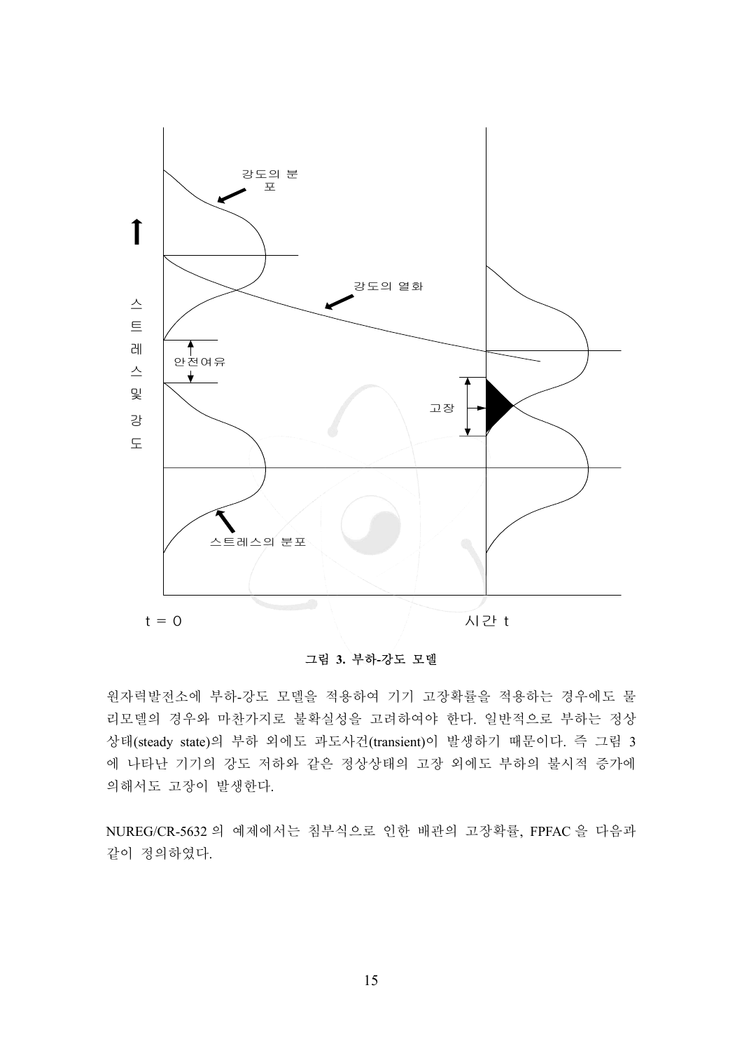그림 3. 부하-강도 모델

원자력발전소에 부하-강도 모델을 적용하여 기기 고장확률을 적용하는 경우에도 물리모델의 경우와 마찬가지로 불확실성을 고려하여야 한다. 일반적으로 부하는 정상상태(steady state)의 부하 외에도 과도사건(transient)이 발생하기 때문이다. 즉 그림 3에 나타난 기기의 강도 저하와 같은 정상상태의 고장 외에도 부하의 불시적 증가에 의해서도 고장이 발생한다.

NUREG/CR-5632 의 예제에서는 침부식으로 인한 배관의 고장확률, FPFAC 을 다음과 같이 정의하였다.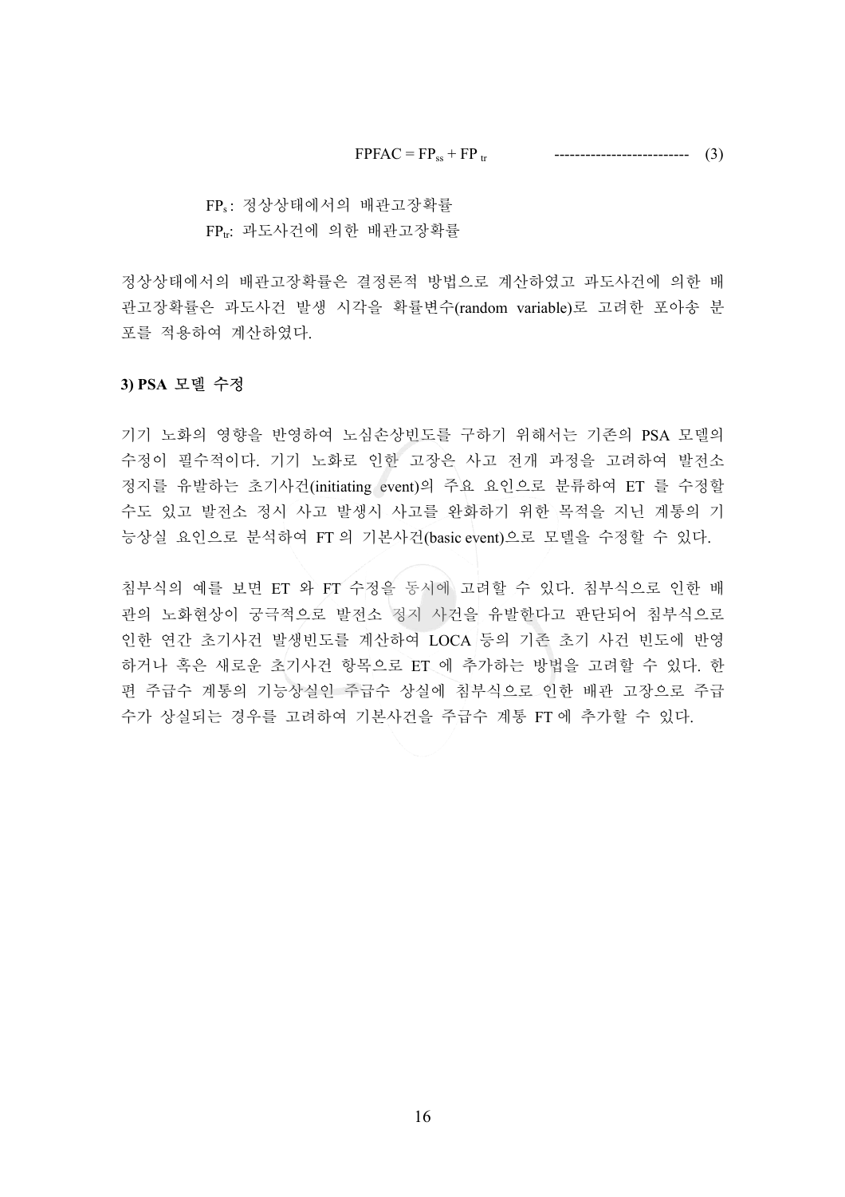$$FPFAC = FP_{ss} + FP_{tr} \quad \text{--------------------------} \quad (3)$$

$FP_s$ : 정상상태에서의 배관고장확률

$FP_{tr}$: 과도사건에 의한 배관고장확률

정상상태에서의 배관고장확률은 결정론적 방법으로 계산하였고 과도사건에 의한 배관고장확률은 과도사건 발생 시각을 확률변수(random variable)로 고려한 포아송 분포를 적용하여 계산하였다.

**3) PSA 모델 수정**

기기 노화의 영향을 반영하여 노심손상빈도를 구하기 위해서는 기존의 PSA 모델의 수정이 필수적이다. 기기 노화로 인한 고장은 사고 전개 과정을 고려하여 발전소 정지를 유발하는 초기사건(initiating event)의 주요 요인으로 분류하여 ET 를 수정할 수도 있고 발전소 정시 사고 발생시 사고를 완화하기 위한 목적을 지닌 계통의 기능상실 요인으로 분석하여 FT 의 기본사건(basic event)으로 모델을 수정할 수 있다.

침부식의 예를 보면 ET 와 FT 수정을 동시에 고려할 수 있다. 침부식으로 인한 배관의 노화현상이 궁극적으로 발전소 정지 사건을 유발한다고 판단되어 침부식으로 인한 연간 초기사건 발생빈도를 계산하여 LOCA 등의 기존 초기 사건 빈도에 반영하거나 혹은 새로운 초기사건 항목으로 ET 에 추가하는 방법을 고려할 수 있다. 한편 주급수 계통의 기능상실인 주급수 상실에 침부식으로 인한 배관 고장으로 주급수가 상실되는 경우를 고려하여 기본사건을 주급수 계통 FT 에 추가할 수 있다.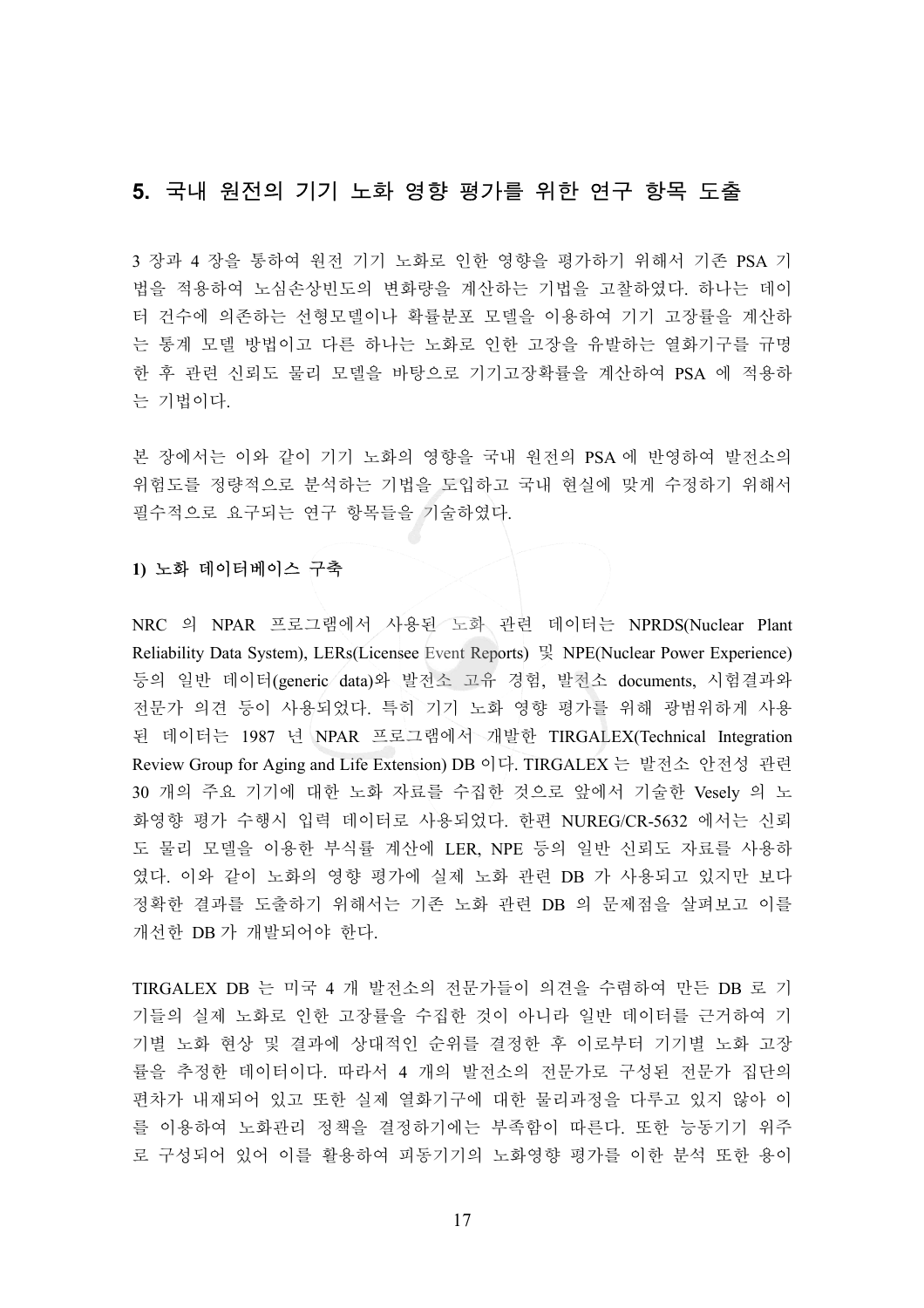## 5. 국내 원전의 기기 노화 영향 평가를 위한 연구 항목 도출

3 장과 4 장을 통하여 원전 기기 노화로 인한 영향을 평가하기 위해서 기존 PSA 기법을 적용하여 노심손상빈도의 변화량을 계산하는 기법을 고찰하였다. 하나는 데이터 건수에 의존하는 선형모델이나 확률분포 모델을 이용하여 기기 고장률을 계산하는 통계 모델 방법이고 다른 하나는 노화로 인한 고장을 유발하는 열화기구를 규명한 후 관련 신뢰도 물리 모델을 바탕으로 기기고장확률을 계산하여 PSA 에 적용하는 기법이다.

본 장에서는 이와 같이 기기 노화의 영향을 국내 원전의 PSA 에 반영하여 발전소의 위험도를 정량적으로 분석하는 기법을 도입하고 국내 현실에 맞게 수정하기 위해서 필수적으로 요구되는 연구 항목들을 기술하였다.

**1) 노화 데이터베이스 구축**

NRC 의 NPAR 프로그램에서 사용된 노화 관련 데이터는 NPRDS(Nuclear Plant Reliability Data System), LERs(Licensee Event Reports) 및 NPE(Nuclear Power Experience) 등의 일반 데이터(generic data)와 발전소 고유 경험, 발전소 documents, 시험결과와 전문가 의견 등이 사용되었다. 특히 기기 노화 영향 평가를 위해 광범위하게 사용된 데이터는 1987 년 NPAR 프로그램에서 개발한 TIRGALEX(Technical Integration Review Group for Aging and Life Extension) DB 이다. TIRGALEX 는 발전소 안전성 관련 30 개의 주요 기기에 대한 노화 자료를 수집한 것으로 앞에서 기술한 Vesely 의 노화영향 평가 수행시 입력 데이터로 사용되었다. 한편 NUREG/CR-5632 에서는 신뢰도 물리 모델을 이용한 부식률 계산에 LER, NPE 등의 일반 신뢰도 자료를 사용하였다. 이와 같이 노화의 영향 평가에 실제 노화 관련 DB 가 사용되고 있지만 보다 정확한 결과를 도출하기 위해서는 기존 노화 관련 DB 의 문제점을 살펴보고 이를 개선한 DB 가 개발되어야 한다.

TIRGALEX DB 는 미국 4 개 발전소의 전문가들이 의견을 수렴하여 만든 DB 로 기기들의 실제 노화로 인한 고장률을 수집한 것이 아니라 일반 데이터를 근거하여 기기별 노화 현상 및 결과에 상대적인 순위를 결정한 후 이로부터 기기별 노화 고장률을 추정한 데이터이다. 따라서 4 개의 발전소의 전문가로 구성된 전문가 집단의 편차가 내재되어 있고 또한 실제 열화기구에 대한 물리과정을 다루고 있지 않아 이를 이용하여 노화관리 정책을 결정하기에는 부족함이 따른다. 또한 능동기기 위주로 구성되어 있어 이를 활용하여 피동기기의 노화영향 평가를 이한 분석 또한 용이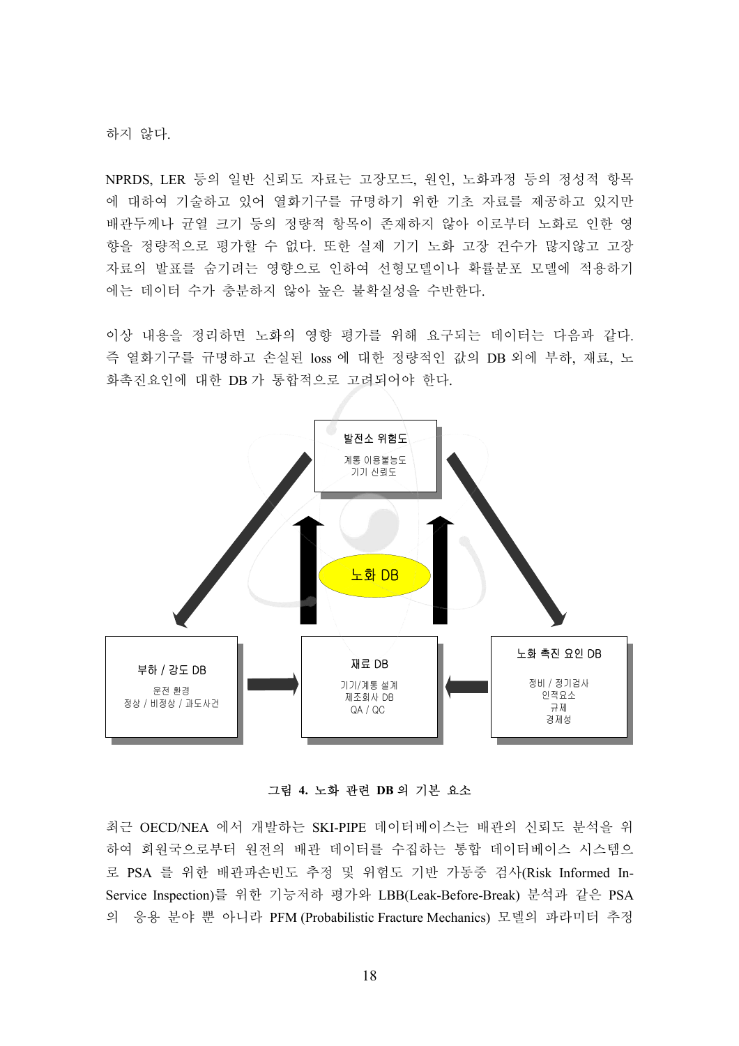하지 않다.

NPRDS, LER 등의 일반 신뢰도 자료는 고장모드, 원인, 노화과정 등의 정성적 항목에 대하여 기술하고 있어 열화기구를 규명하기 위한 기초 자료를 제공하고 있지만 배관두께나 균열 크기 등의 정량적 항목이 존재하지 않아 이로부터 노화로 인한 영향을 정량적으로 평가할 수 없다. 또한 실제 기기 노화 고장 건수가 많지않고 고장자료의 발표를 숨기려는 영향으로 인하여 선형모델이나 확률분포 모델에 적용하기에는 데이터 수가 충분하지 않아 높은 불확실성을 수반한다.

이상 내용을 정리하면 노화의 영향 평가를 위해 요구되는 데이터는 다음과 같다. 즉 열화기구를 규명하고 손실된 loss 에 대한 정량적인 값의 DB 외에 부하, 재료, 노화촉진요인에 대한 DB 가 통합적으로 고려되어야 한다.

발전소 위험도
계통 이용불능도
기기 신뢰도

노화 DB

부하 / 강도 DB
운전 환경
정상 / 비정상 / 과도사건

재료 DB
기기/계통 설계
제조회사 DB
QA / QC

노화 촉진 요인 DB
정비 / 정기검사
인적요소
규제
경제성

**그림 4. 노화 관련 DB 의 기본 요소**

최근 OECD/NEA 에서 개발하는 SKI-PIPE 데이터베이스는 배관의 신뢰도 분석을 위하여 회원국으로부터 원전의 배관 데이터를 수집하는 통합 데이터베이스 시스템으로 PSA 를 위한 배관파손빈도 추정 및 위험도 기반 가동중 검사(Risk Informed In-Service Inspection)를 위한 기능저하 평가와 LBB(Leak-Before-Break) 분석과 같은 PSA 의 응용 분야 뿐 아니라 PFM (Probabilistic Fracture Mechanics) 모델의 파라미터 추정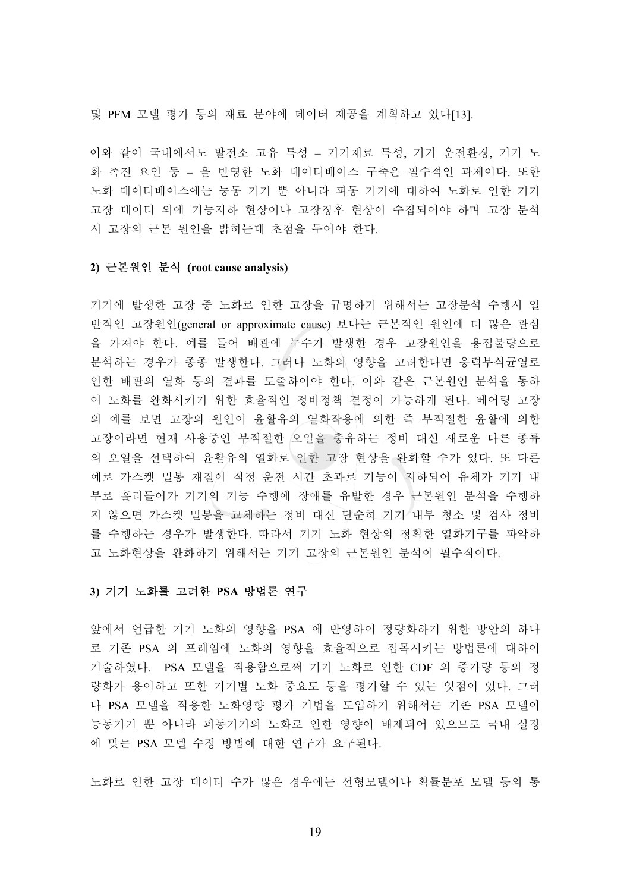및 PFM 모델 평가 등의 재료 분야에 데이터 제공을 계획하고 있다[13].

이와 같이 국내에서도 발전소 고유 특성 – 기기재료 특성, 기기 운전환경, 기기 노화 촉진 요인 등 – 을 반영한 노화 데이터베이스 구축은 필수적인 과제이다. 또한 노화 데이터베이스에는 능동 기기 뿐 아니라 피동 기기에 대하여 노화로 인한 기기 고장 데이터 외에 기능저하 현상이나 고장징후 현상이 수집되어야 하며 고장 분석 시 고장의 근본 원인을 밝히는데 초점을 두어야 한다.

#### 2) 근본원인 분석 (root cause analysis)

기기에 발생한 고장 중 노화로 인한 고장을 규명하기 위해서는 고장분석 수행시 일반적인 고장원인(general or approximate cause) 보다는 근본적인 원인에 더 많은 관심을 가져야 한다. 예를 들어 배관에 누수가 발생한 경우 고장원인을 용접불량으로 분석하는 경우가 종종 발생한다. 그러나 노화의 영향을 고려한다면 응력부식균열로 인한 배관의 열화 등의 결과를 도출하여야 한다. 이와 같은 근본원인 분석을 통하여 노화를 완화시키기 위한 효율적인 정비정책 결정이 가능하게 된다. 베어링 고장의 예를 보면 고장의 원인이 윤활유의 열화작용에 의한 즉 부적절한 윤활에 의한 고장이라면 현재 사용중인 부적절한 오일을 충유하는 정비 대신 새로운 다른 종류의 오일을 선택하여 윤활유의 열화로 인한 고장 현상을 완화할 수가 있다. 또 다른 예로 가스켓 밀봉 재질이 적정 운전 시간 초과로 기능이 저하되어 유체가 기기 내부로 흘러들어가 기기의 기능 수행에 장애를 유발한 경우 근본원인 분석을 수행하지 않으면 가스켓 밀봉을 교체하는 정비 대신 단순히 기기 내부 청소 및 검사 정비를 수행하는 경우가 발생한다. 따라서 기기 노화 현상의 정확한 열화기구를 파악하고 노화현상을 완화하기 위해서는 기기 고장의 근본원인 분석이 필수적이다.

#### 3) 기기 노화를 고려한 PSA 방법론 연구

앞에서 언급한 기기 노화의 영향을 PSA 에 반영하여 정량화하기 위한 방안의 하나로 기존 PSA 의 프레임에 노화의 영향을 효율적으로 접목시키는 방법론에 대하여 기술하였다. PSA 모델을 적용함으로써 기기 노화로 인한 CDF 의 증가량 등의 정량화가 용이하고 또한 기기별 노화 중요도 등을 평가할 수 있는 잇점이 있다. 그러나 PSA 모델을 적용한 노화영향 평가 기법을 도입하기 위해서는 기존 PSA 모델이 능동기기 뿐 아니라 피동기기의 노화로 인한 영향이 배제되어 있으므로 국내 실정에 맞는 PSA 모델 수정 방법에 대한 연구가 요구된다.

노화로 인한 고장 데이터 수가 많은 경우에는 선형모델이나 확률분포 모델 등의 통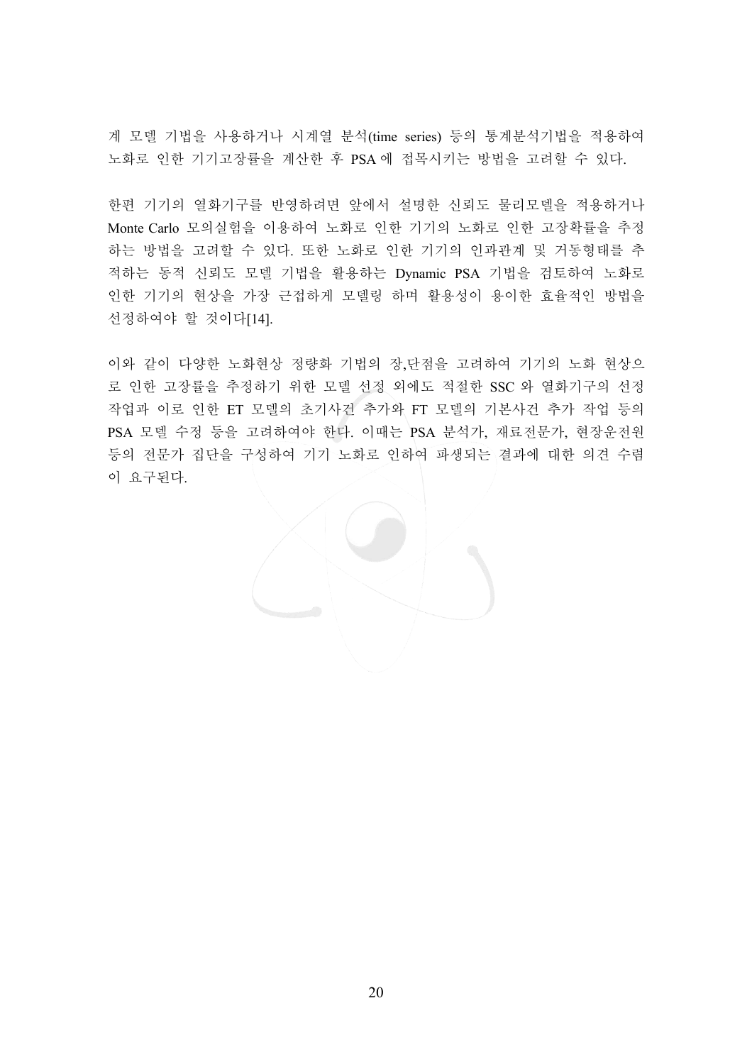계 모델 기법을 사용하거나 시계열 분석(time series) 등의 통계분석기법을 적용하여 노화로 인한 기기고장률을 계산한 후 PSA 에 접목시키는 방법을 고려할 수 있다.

한편 기기의 열화기구를 반영하려면 앞에서 설명한 신뢰도 물리모델을 적용하거나 Monte Carlo 모의실험을 이용하여 노화로 인한 기기의 노화로 인한 고장확률을 추정하는 방법을 고려할 수 있다. 또한 노화로 인한 기기의 인과관계 및 거동형태를 추적하는 동적 신뢰도 모델 기법을 활용하는 Dynamic PSA 기법을 검토하여 노화로 인한 기기의 현상을 가장 근접하게 모델링 하며 활용성이 용이한 효율적인 방법을 선정하여야 할 것이다[14].

이와 같이 다양한 노화현상 정량화 기법의 장,단점을 고려하여 기기의 노화 현상으로 인한 고장률을 추정하기 위한 모델 선정 외에도 적절한 SSC 와 열화기구의 선정 작업과 이로 인한 ET 모델의 초기사건 추가와 FT 모델의 기본사건 추가 작업 등의 PSA 모델 수정 등을 고려하여야 한다. 이때는 PSA 분석가, 재료전문가, 현장운전원 등의 전문가 집단을 구성하여 기기 노화로 인하여 파생되는 결과에 대한 의견 수렴이 요구된다.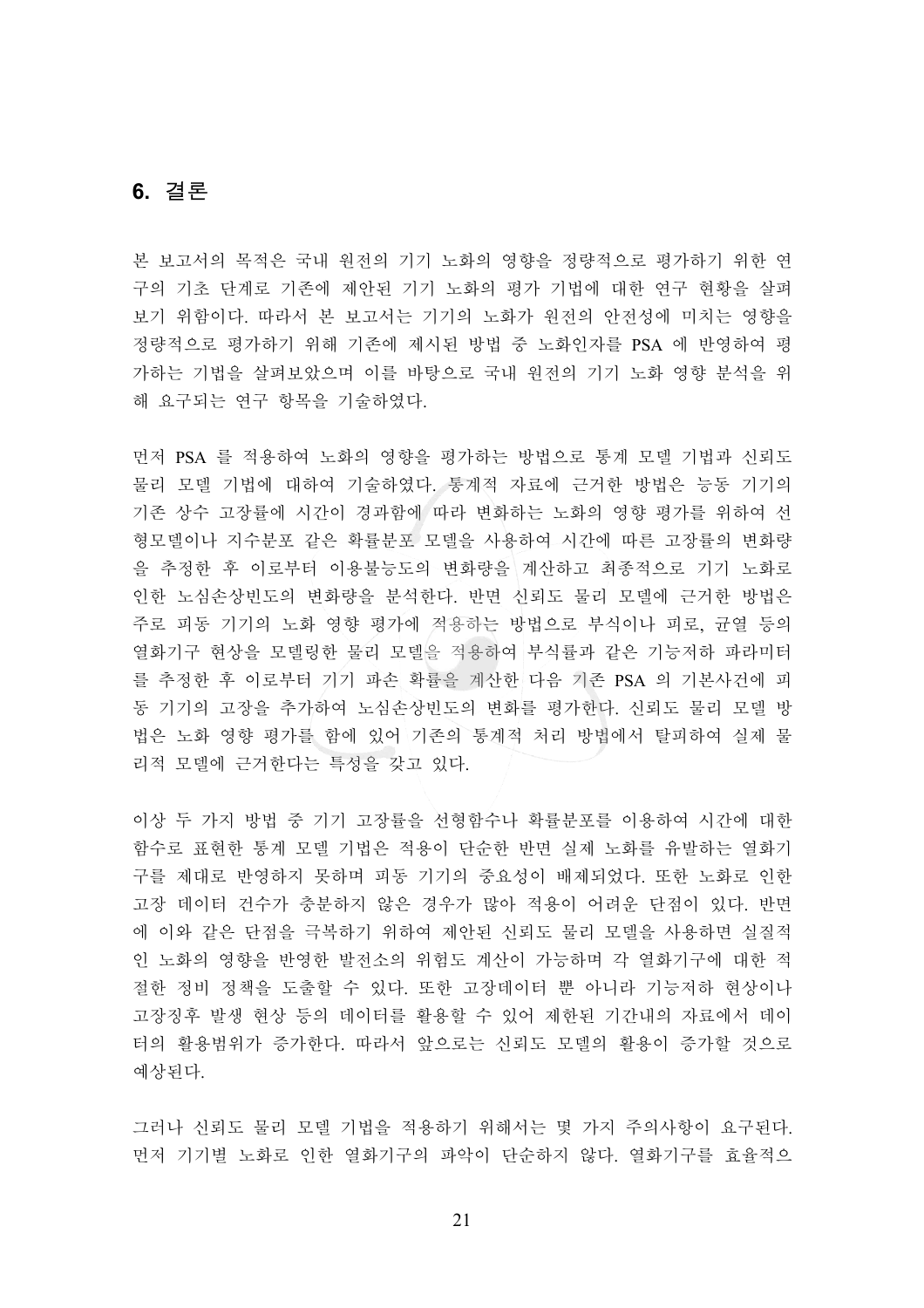## 6. 결론

본 보고서의 목적은 국내 원전의 기기 노화의 영향을 정량적으로 평가하기 위한 연구의 기초 단계로 기존에 제안된 기기 노화의 평가 기법에 대한 연구 현황을 살펴보기 위함이다. 따라서 본 보고서는 기기의 노화가 원전의 안전성에 미치는 영향을 정량적으로 평가하기 위해 기존에 제시된 방법 중 노화인자를 PSA 에 반영하여 평가하는 기법을 살펴보았으며 이를 바탕으로 국내 원전의 기기 노화 영향 분석을 위해 요구되는 연구 항목을 기술하였다.

먼저 PSA 를 적용하여 노화의 영향을 평가하는 방법으로 통계 모델 기법과 신뢰도 물리 모델 기법에 대하여 기술하였다. 통계적 자료에 근거한 방법은 능동 기기의 기존 상수 고장률에 시간이 경과함에 따라 변화하는 노화의 영향 평가를 위하여 선형모델이나 지수분포 같은 확률분포 모델을 사용하여 시간에 따른 고장률의 변화량을 추정한 후 이로부터 이용불능도의 변화량을 계산하고 최종적으로 기기 노화로 인한 노심손상빈도의 변화량을 분석한다. 반면 신뢰도 물리 모델에 근거한 방법은 주로 피동 기기의 노화 영향 평가에 적용하는 방법으로 부식이나 피로, 균열 등의 열화기구 현상을 모델링한 물리 모델을 적용하여 부식률과 같은 기능저하 파라미터를 추정한 후 이로부터 기기 파손 확률을 계산한 다음 기존 PSA 의 기본사건에 피동 기기의 고장을 추가하여 노심손상빈도의 변화를 평가한다. 신뢰도 물리 모델 방법은 노화 영향 평가를 함에 있어 기존의 통계적 처리 방법에서 탈피하여 실제 물리적 모델에 근거한다는 특성을 갖고 있다.

이상 두 가지 방법 중 기기 고장률을 선형함수나 확률분포를 이용하여 시간에 대한 함수로 표현한 통계 모델 기법은 적용이 단순한 반면 실제 노화를 유발하는 열화기구를 제대로 반영하지 못하며 피동 기기의 중요성이 배제되었다. 또한 노화로 인한 고장 데이터 건수가 충분하지 않은 경우가 많아 적용이 어려운 단점이 있다. 반면에 이와 같은 단점을 극복하기 위하여 제안된 신뢰도 물리 모델을 사용하면 실질적인 노화의 영향을 반영한 발전소의 위험도 계산이 가능하며 각 열화기구에 대한 적절한 정비 정책을 도출할 수 있다. 또한 고장데이터 뿐 아니라 기능저하 현상이나 고장징후 발생 현상 등의 데이터를 활용할 수 있어 제한된 기간내의 자료에서 데이터의 활용범위가 증가한다. 따라서 앞으로는 신뢰도 모델의 활용이 증가할 것으로 예상된다.

그러나 신뢰도 물리 모델 기법을 적용하기 위해서는 몇 가지 주의사항이 요구된다. 먼저 기기별 노화로 인한 열화기구의 파악이 단순하지 않다. 열화기구를 효율적으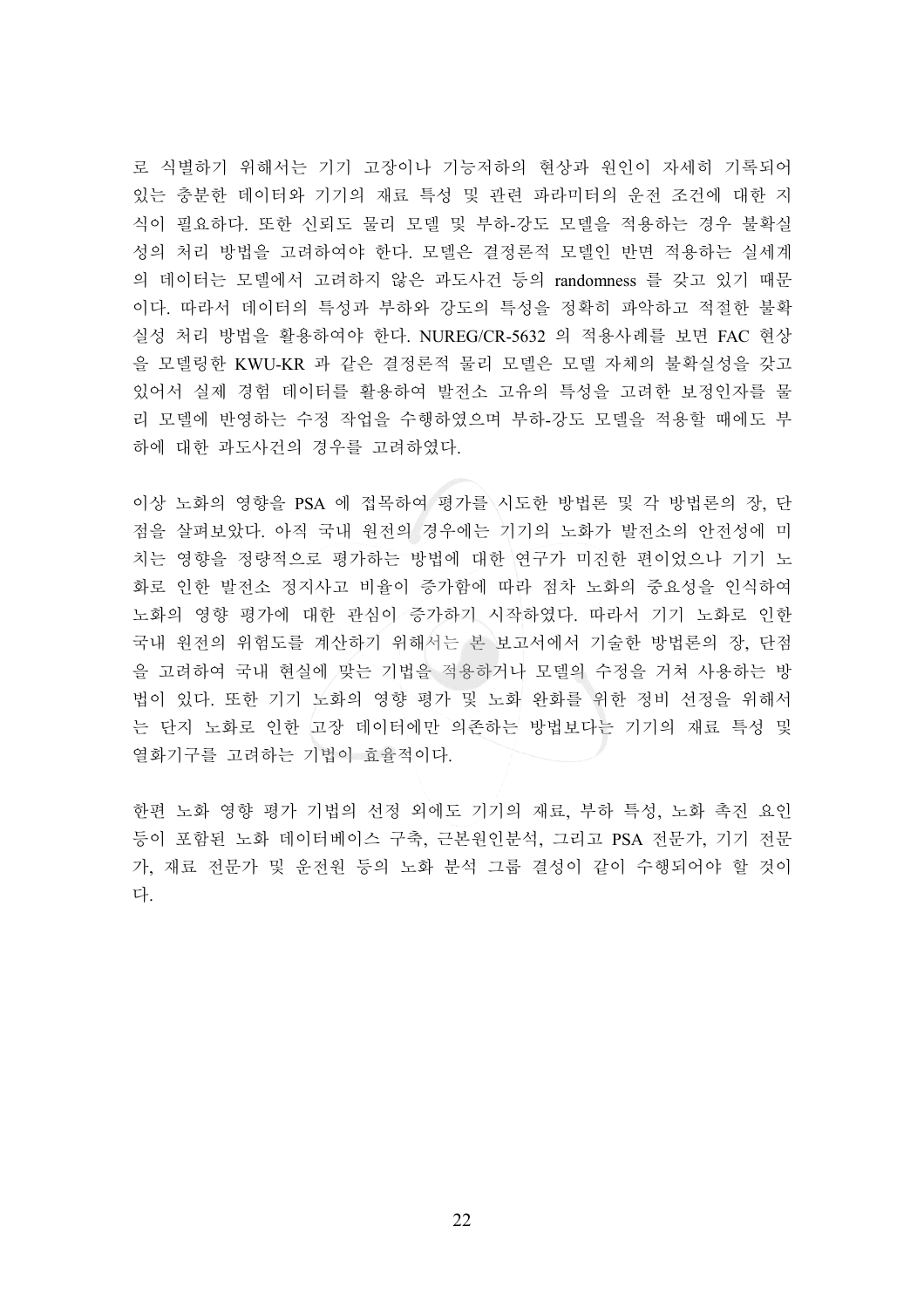로 식별하기 위해서는 기기 고장이나 기능저하의 현상과 원인이 자세히 기록되어 있는 충분한 데이터와 기기의 재료 특성 및 관련 파라미터의 운전 조건에 대한 지식이 필요하다. 또한 신뢰도 물리 모델 및 부하-강도 모델을 적용하는 경우 불확실성의 처리 방법을 고려하여야 한다. 모델은 결정론적 모델인 반면 적용하는 실세계의 데이터는 모델에서 고려하지 않은 과도사건 등의 randomness 를 갖고 있기 때문이다. 따라서 데이터의 특성과 부하와 강도의 특성을 정확히 파악하고 적절한 불확실성 처리 방법을 활용하여야 한다. NUREG/CR-5632 의 적용사례를 보면 FAC 현상을 모델링한 KWU-KR 과 같은 결정론적 물리 모델은 모델 자체의 불확실성을 갖고 있어서 실제 경험 데이터를 활용하여 발전소 고유의 특성을 고려한 보정인자를 물리 모델에 반영하는 수정 작업을 수행하였으며 부하-강도 모델을 적용할 때에도 부하에 대한 과도사건의 경우를 고려하였다.

이상 노화의 영향을 PSA 에 접목하여 평가를 시도한 방법론 및 각 방법론의 장, 단점을 살펴보았다. 아직 국내 원전의 경우에는 기기의 노화가 발전소의 안전성에 미치는 영향을 정량적으로 평가하는 방법에 대한 연구가 미진한 편이었으나 기기 노화로 인한 발전소 정지사고 비율이 증가함에 따라 점차 노화의 중요성을 인식하여 노화의 영향 평가에 대한 관심이 증가하기 시작하였다. 따라서 기기 노화로 인한 국내 원전의 위험도를 계산하기 위해서는 본 보고서에서 기술한 방법론의 장, 단점을 고려하여 국내 현실에 맞는 기법을 적용하거나 모델의 수정을 거쳐 사용하는 방법이 있다. 또한 기기 노화의 영향 평가 및 노화 완화를 위한 정비 선정을 위해서는 단지 노화로 인한 고장 데이터에만 의존하는 방법보다는 기기의 재료 특성 및 열화기구를 고려하는 기법이 효율적이다.

한편 노화 영향 평가 기법의 선정 외에도 기기의 재료, 부하 특성, 노화 촉진 요인 등이 포함된 노화 데이터베이스 구축, 근본원인분석, 그리고 PSA 전문가, 기기 전문가, 재료 전문가 및 운전원 등의 노화 분석 그룹 결성이 같이 수행되어야 할 것이다.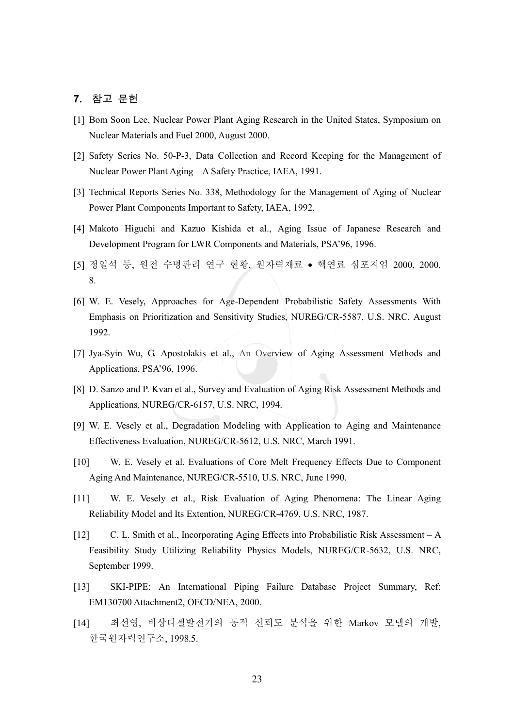## 7. 참고 문헌

[1] Bom Soon Lee, Nuclear Power Plant Aging Research in the United States, Symposium on Nuclear Materials and Fuel 2000, August 2000.

[2] Safety Series No. 50-P-3, Data Collection and Record Keeping for the Management of Nuclear Power Plant Aging – A Safety Practice, IAEA, 1991.

[3] Technical Reports Series No. 338, Methodology for the Management of Aging of Nuclear Power Plant Components Important to Safety, IAEA, 1992.

[4] Makoto Higuchi and Kazuo Kishida et al., Aging Issue of Japanese Research and Development Program for LWR Components and Materials, PSA'96, 1996.

[5] 정일석 등, 원전 수명관리 연구 현황, 원자력재료 • 핵연료 심포지엄 2000, 2000. 8.

[6] W. E. Vesely, Approaches for Age-Dependent Probabilistic Safety Assessments With Emphasis on Prioritization and Sensitivity Studies, NUREG/CR-5587, U.S. NRC, August 1992.

[7] Jya-Syin Wu, G. Apostolakis et al., An Overview of Aging Assessment Methods and Applications, PSA'96, 1996.

[8] D. Sanzo and P. Kvan et al., Survey and Evaluation of Aging Risk Assessment Methods and Applications, NUREG/CR-6157, U.S. NRC, 1994.

[9] W. E. Vesely et al., Degradation Modeling with Application to Aging and Maintenance Effectiveness Evaluation, NUREG/CR-5612, U.S. NRC, March 1991.

[10] W. E. Vesely et al. Evaluations of Core Melt Frequency Effects Due to Component Aging And Maintenance, NUREG/CR-5510, U.S. NRC, June 1990.

[11] W. E. Vesely et al., Risk Evaluation of Aging Phenomena: The Linear Aging Reliability Model and Its Extention, NUREG/CR-4769, U.S. NRC, 1987.

[12] C. L. Smith et al., Incorporating Aging Effects into Probabilistic Risk Assessment – A Feasibility Study Utilizing Reliability Physics Models, NUREG/CR-5632, U.S. NRC, September 1999.

[13] SKI-PIPE: An International Piping Failure Database Project Summary, Ref: EM130700 Attachment2, OECD/NEA, 2000.

[14] 최선영, 비상디젤발전기의 동적 신뢰도 분석을 위한 Markov 모델의 개발, 한국원자력연구소, 1998.5.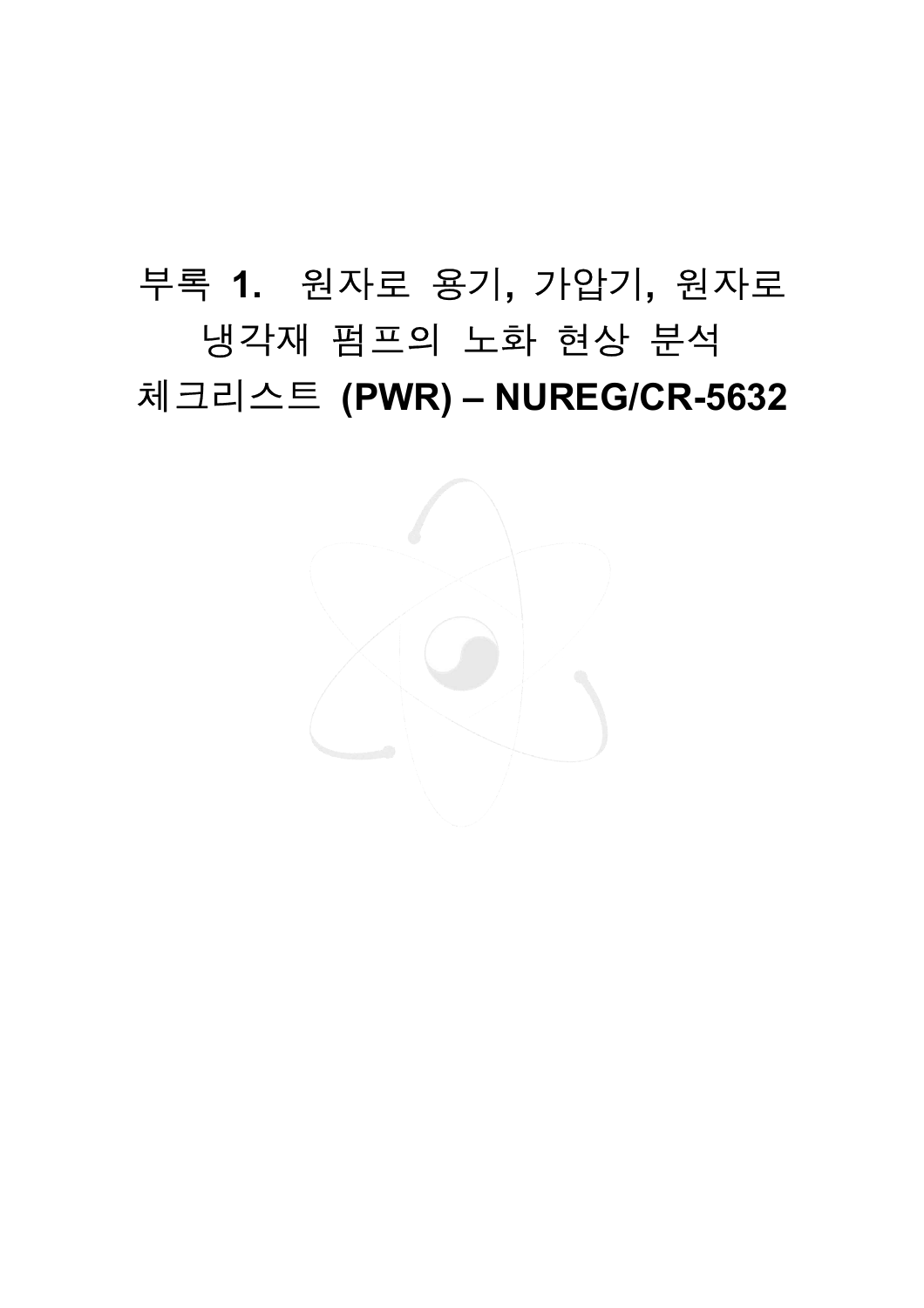# 부록 1. 원자로 용기, 가압기, 원자로 냉각재 펌프의 노화 현상 분석 체크리스트 (PWR) – NUREG/CR-5632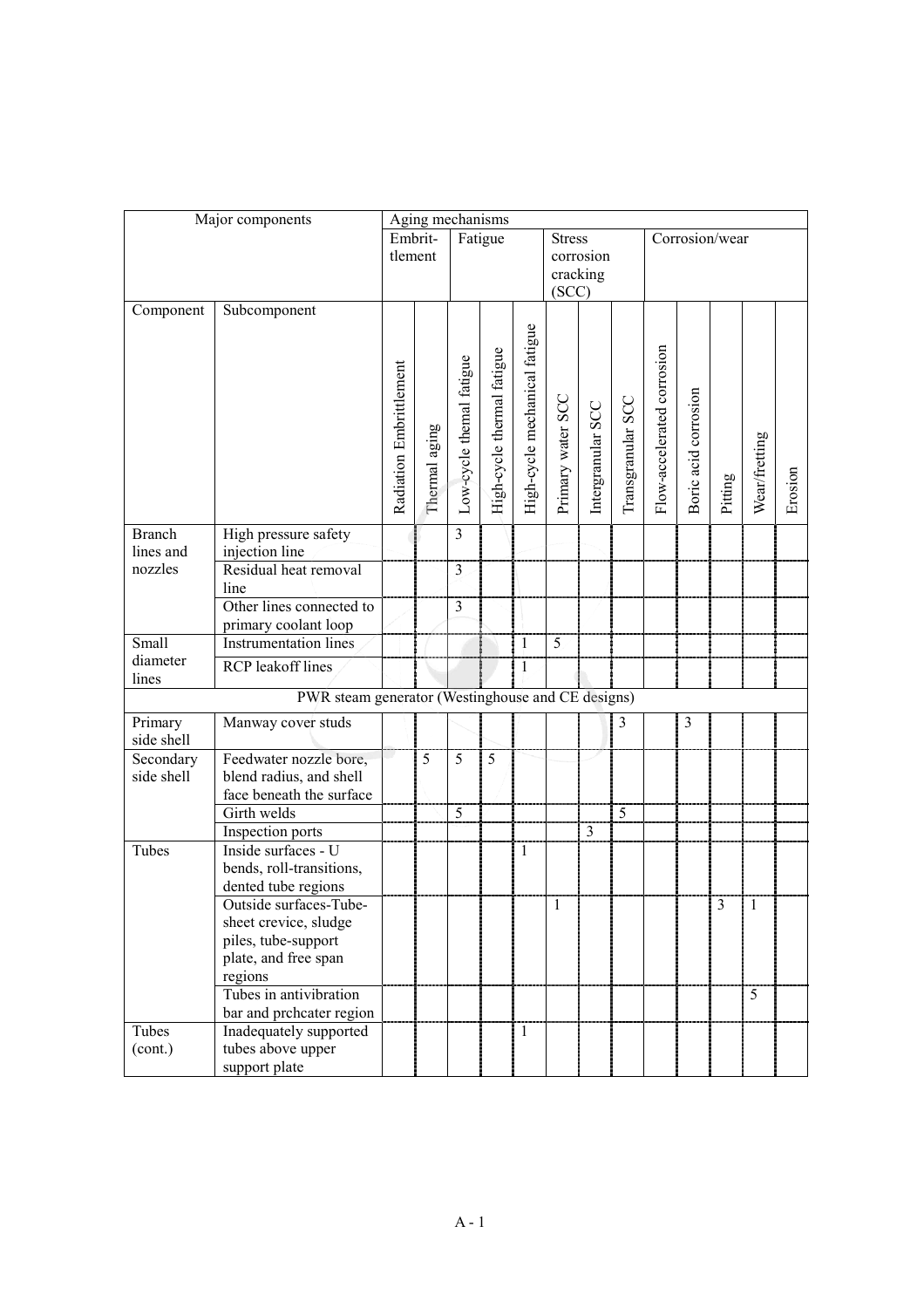| Major components | | Aging mechanisms | | | | | | | | | | | | |
|---|---|---|---|---|---|---|---|---|---|---|---|---|---|---|
| | | Embrittlement | | Fatigue | | | Stress corrosion cracking (SCC) | | | Corrosion/wear | | | | |
| Component | Subcomponent | Radiation Embrittlement | Thermal aging | Low-cycle themal fatigue | High-cycle thermal fatigue | High-cycle mechanical fatigue | Primary water SCC | Intergranular SCC | Transgranular SCC | Flow-accelerated corrosion | Boric acid corrosion | Pitting | Wear/fretting | Erosion |
| Branch lines and nozzles | High pressure safety injection line | | | 3 | | | | | | | | | | |
| | Residual heat removal line | | | 3 | | | | | | | | | | |
| | Other lines connected to primary coolant loop | | | 3 | | | | | | | | | | |
| Small diameter lines | Instrumentation lines | | | | | 1 | 5 | | | | | | | |
| | RCP leakoff lines | | | | | 1 | | | | | | | | |
| PWR steam generator (Westinghouse and CE designs) | | | | | | | | | | | | | | |
| Primary side shell | Manway cover studs | | | | | | | | 3 | | 3 | | | |
| Secondary side shell | Feedwater nozzle bore, blend radius, and shell face beneath the surface | | 5 | 5 | 5 | | | | | | | | | |
| | Girth welds | | | 5 | | | | | 5 | | | | | |
| | Inspection ports | | | | | | | 3 | | | | | | |
| Tubes | Inside surfaces - U bends, roll-transitions, dented tube regions | | | | | 1 | | | | | | | | |
| | Outside surfaces-Tube-sheet crevice, sludge piles, tube-support plate, and free span regions | | | | | | 1 | | | | | 3 | 1 | |
| | Tubes in antivibration bar and prchcater region | | | | | | | | | | | | 5 | |
| Tubes (cont.) | Inadequately supported tubes above upper support plate | | | | | 1 | | | | | | | | |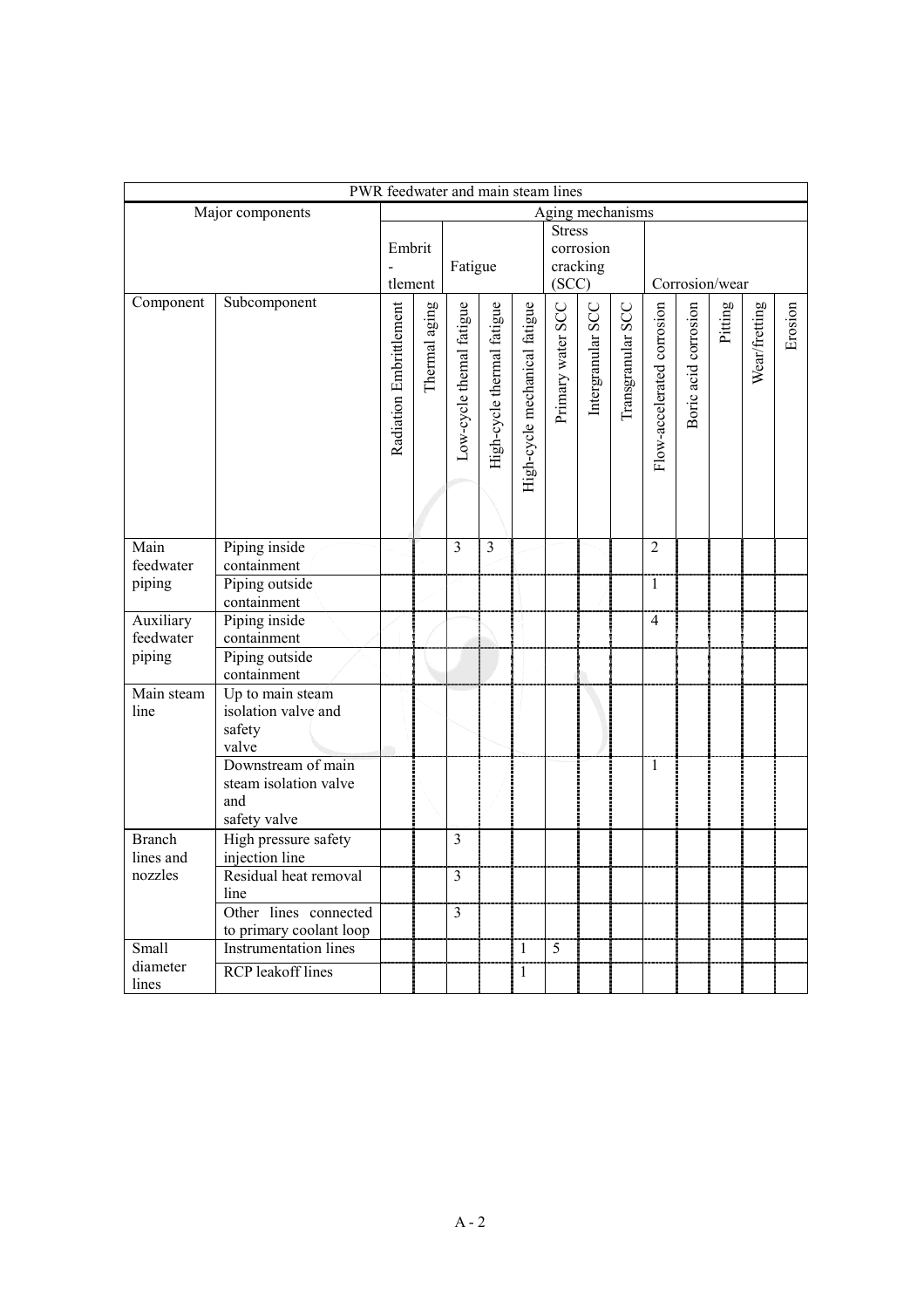| PWR feedwater and main steam lines | | | | | | | | | | | | | | | |
|---|---|---|---|---|---|---|---|---|---|---|---|---|---|---|---|
| Major components | | Aging mechanisms | | | | | | | | | | | | | |
| | | Embrittlement | | Fatigue | | | Stress corrosion cracking (SCC) | | | Corrosion/wear | | | | | |
| Component | Subcomponent | Radiation Embrittlement | Thermal aging | Low-cycle thermal fatigue | High-cycle thermal fatigue | High-cycle mechanical fatigue | Primary water SCC | Intergranular SCC | Transgranular SCC | Flow-accelerated corrosion | Boric acid corrosion | Pitting | Wear/fretting | Erosion |
| Main feedwater piping | Piping inside containment | | | 3 | 3 | | | | | 2 | | | | |
| | Piping outside containment | | | | | | | | | 1 | | | | |
| Auxiliary feedwater piping | Piping inside containment | | | | | | | | | 4 | | | | |
| | Piping outside containment | | | | | | | | | | | | | |
| Main steam line | Up to main steam isolation valve and safety valve | | | | | | | | | | | | | |
| | Downstream of main steam isolation valve and safety valve | | | | | | | | | 1 | | | | |
| Branch lines and nozzles | High pressure safety injection line | | | 3 | | | | | | | | | | |
| | Residual heat removal line | | | 3 | | | | | | | | | | |
| | Other lines connected to primary coolant loop | | | 3 | | | | | | | | | | |
| Small diameter lines | Instrumentation lines | | | | | 1 | 5 | | | | | | | |
| | RCP leakoff lines | | | | | 1 | | | | | | | | |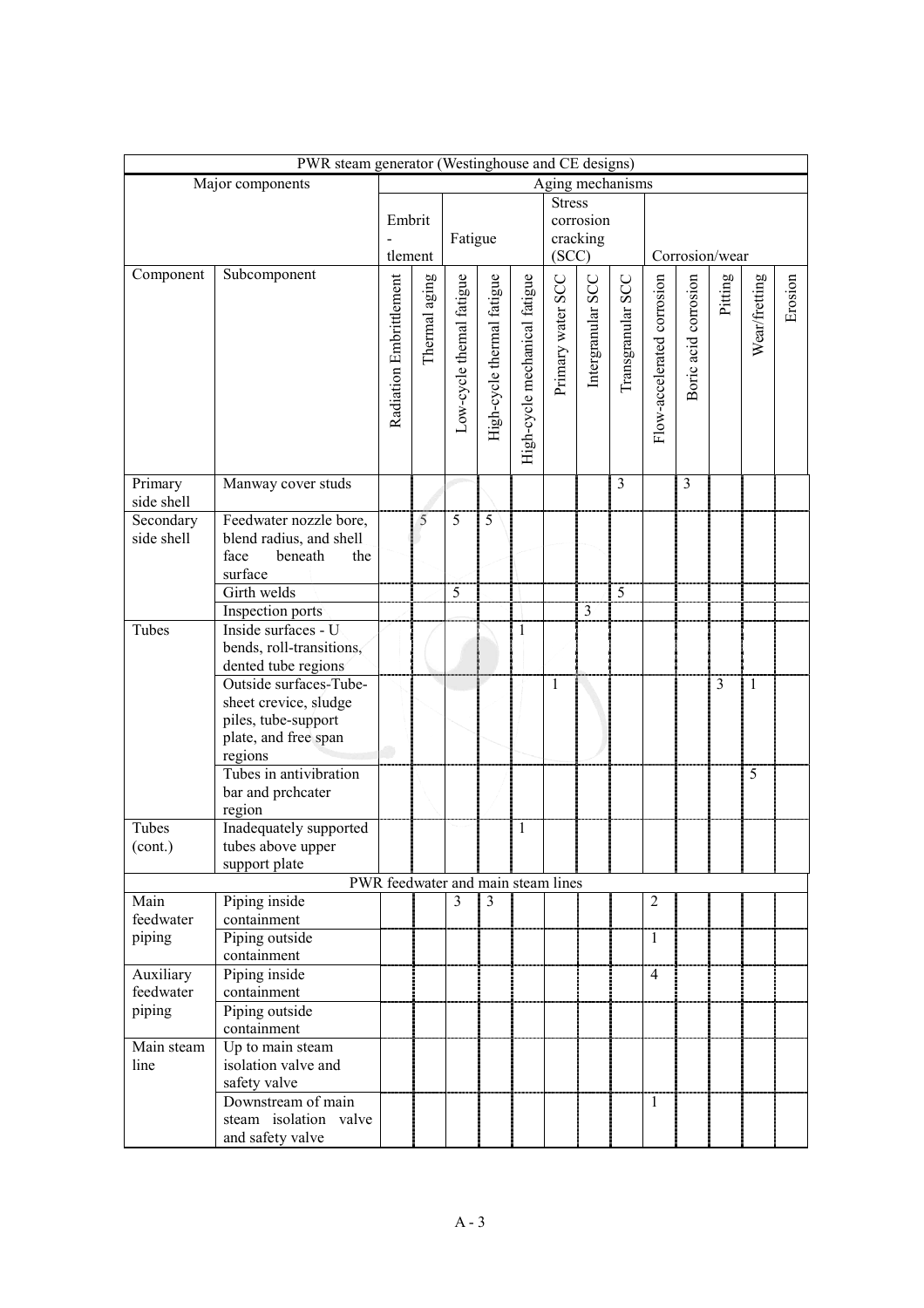| PWR steam generator (Westinghouse and CE designs) | | | | | | | | | | | | | | | |
|---|---|---|---|---|---|---|---|---|---|---|---|---|---|---|---|
| Major components | | Aging mechanisms | | | | | | | | | | | | | |
| | | Embrit - tlement | | Fatigue | | | Stress corrosion cracking (SCC) | | | Corrosion/wear | | | | | |
| Component | Subcomponent | Radiation Embrittlement | Thermal aging | Low-cycle thermal fatigue | High-cycle thermal fatigue | High-cycle mechanical fatigue | Primary water SCC | Intergranular SCC | Transgranular SCC | Flow-accelerated corrosion | Boric acid corrosion | Pitting | Wear/fretting | Erosion |
| Primary side shell | Manway cover studs | | | | | | | | 3 | | 3 | | | |
| Secondary side shell | Feedwater nozzle bore, blend radius, and shell face beneath the surface | | 5 | 5 | 5 | | | | | | | | | |
| | Girth welds | | | 5 | | | | | 5 | | | | | |
| | Inspection ports | | | | | | | 3 | | | | | | |
| Tubes | Inside surfaces - U bends, roll-transitions, dented tube regions | | | | | 1 | | | | | | | | |
| | Outside surfaces-Tube-sheet crevice, sludge piles, tube-support plate, and free span regions | | | | | | 1 | | | | | 3 | 1 | |
| | Tubes in antivibration bar and prchcater region | | | | | | | | | | | | 5 | |
| Tubes (cont.) | Inadequately supported tubes above upper support plate | | | | | 1 | | | | | | | | |
| PWR feedwater and main steam lines | | | | | | | | | | | | | | |
| Main feedwater piping | Piping inside containment | | | 3 | 3 | | | | | 2 | | | | |
| | Piping outside containment | | | | | | | | | 1 | | | | |
| Auxiliary feedwater piping | Piping inside containment | | | | | | | | | 4 | | | | |
| | Piping outside containment | | | | | | | | | | | | | |
| Main steam line | Up to main steam isolation valve and safety valve | | | | | | | | | | | | | |
| | Downstream of main steam isolation valve and safety valve | | | | | | | | | 1 | | | | |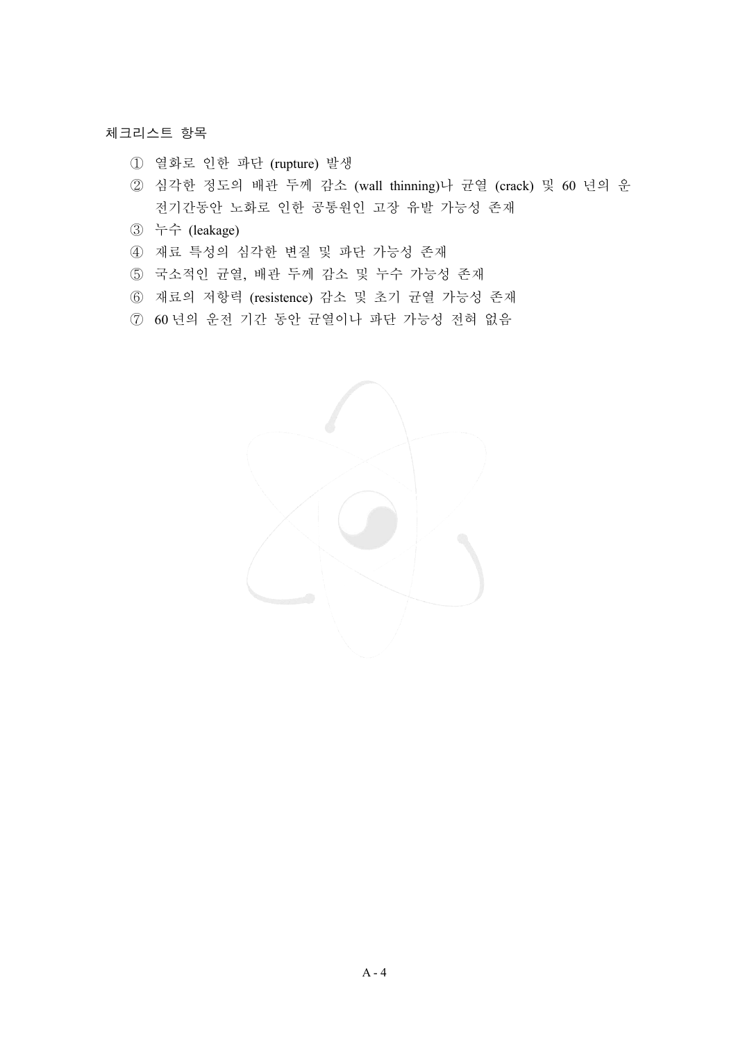체크리스트 항목

① 열화로 인한 파단 (rupture) 발생

② 심각한 정도의 배관 두께 감소 (wall thinning)나 균열 (crack) 및 60 년의 운전기간동안 노화로 인한 공통원인 고장 유발 가능성 존재

③ 누수 (leakage)

④ 재료 특성의 심각한 변질 및 파단 가능성 존재

⑤ 국소적인 균열, 배관 두께 감소 및 누수 가능성 존재

⑥ 재료의 저항력 (resistence) 감소 및 초기 균열 가능성 존재

⑦ 60 년의 운전 기간 동안 균열이나 파단 가능성 전혀 없음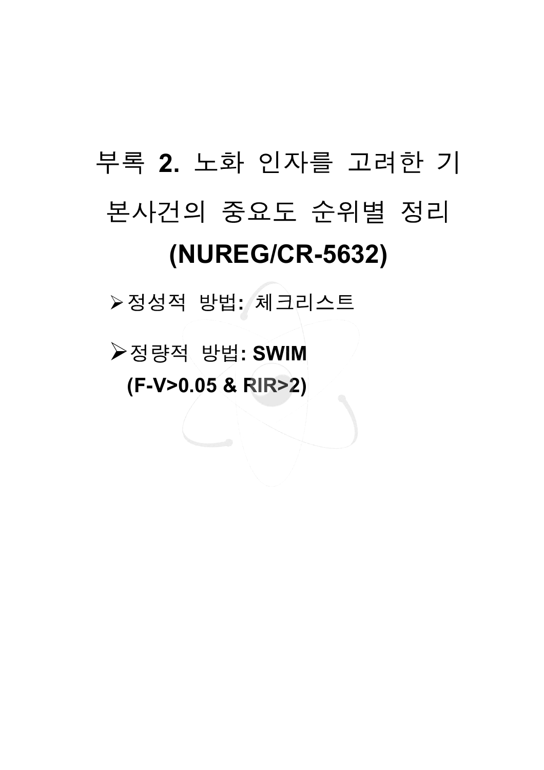# 부록 2. 노화 인자를 고려한 기본사건의 중요도 순위별 정리 (NUREG/CR-5632)

- 정성적 방법: 체크리스트
- 정량적 방법: **SWIM (F-V>0.05 & RIR>2)**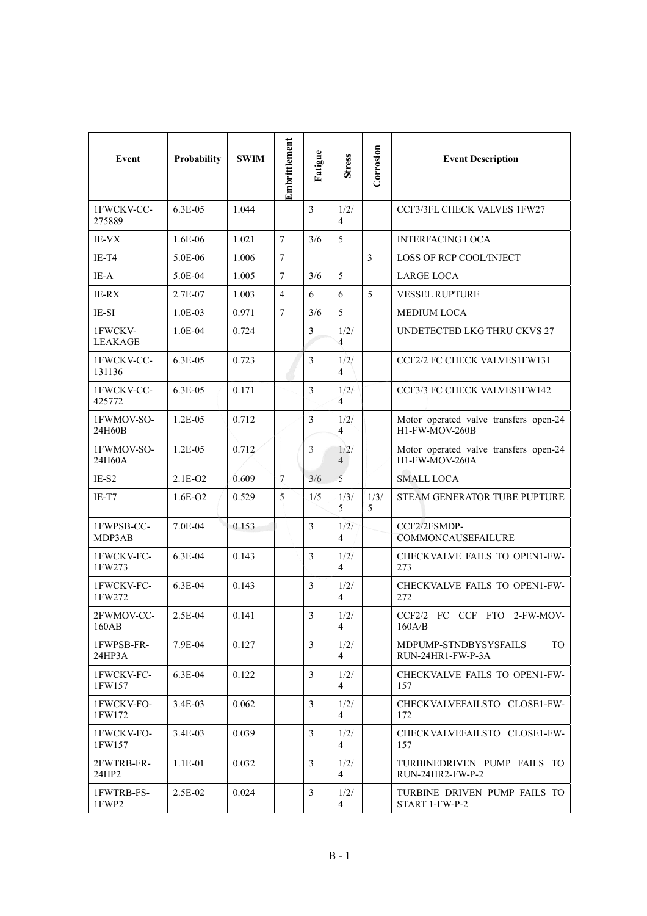| Event | Probability | SWIM | Embrittlement | Fatigue | Stress | Corrosion | Event Description |
|---|---|---|---|---|---|---|---|
| 1FWCKV-CC-275889 | 6.3E-05 | 1.044 | | 3 | 1/2/4 | | CCF3/3FL CHECK VALVES 1FW27 |
| IE-VX | 1.6E-06 | 1.021 | 7 | 3/6 | 5 | | INTERFACING LOCA |
| IE-T4 | 5.0E-06 | 1.006 | 7 | | | 3 | LOSS OF RCP COOL/INJECT |
| IE-A | 5.0E-04 | 1.005 | 7 | 3/6 | 5 | | LARGE LOCA |
| IE-RX | 2.7E-07 | 1.003 | 4 | 6 | 6 | 5 | VESSEL RUPTURE |
| IE-SI | 1.0E-03 | 0.971 | 7 | 3/6 | 5 | | MEDIUM LOCA |
| 1FWCKV-LEAKAGE | 1.0E-04 | 0.724 | | 3 | 1/2/4 | | UNDETECTED LKG THRU CKVS 27 |
| 1FWCKV-CC-131136 | 6.3E-05 | 0.723 | | 3 | 1/2/4 | | CCF2/2 FC CHECK VALVES1FW131 |
| 1FWCKV-CC-425772 | 6.3E-05 | 0.171 | | 3 | 1/2/4 | | CCF3/3 FC CHECK VALVES1FW142 |
| 1FWMOV-SO-24H60B | 1.2E-05 | 0.712 | | 3 | 1/2/4 | | Motor operated valve transfers open-24 H1-FW-MOV-260B |
| 1FWMOV-SO-24H60A | 1.2E-05 | 0.712 | | 3 | 1/2/4 | | Motor operated valve transfers open-24 H1-FW-MOV-260A |
| IE-S2 | 2.1E-O2 | 0.609 | 7 | 3/6 | 5 | | SMALL LOCA |
| IE-T7 | 1.6E-O2 | 0.529 | 5 | 1/5 | 1/3/5 | 1/3/5 | STEAM GENERATOR TUBE PUPTURE |
| 1FWPSB-CC-MDP3AB | 7.0E-04 | 0.153 | | 3 | 1/2/4 | | CCF2/2FSMDP-COMMONCAUSEFAILURE |
| 1FWCKV-FC-1FW273 | 6.3E-04 | 0.143 | | 3 | 1/2/4 | | CHECKVALVE FAILS TO OPEN1-FW-273 |
| 1FWCKV-FC-1FW272 | 6.3E-04 | 0.143 | | 3 | 1/2/4 | | CHECKVALVE FAILS TO OPEN1-FW-272 |
| 2FWMOV-CC-160AB | 2.5E-04 | 0.141 | | 3 | 1/2/4 | | CCF2/2 FC CCF FTO 2-FW-MOV-160A/B |
| 1FWPSB-FR-24HP3A | 7.9E-04 | 0.127 | | 3 | 1/2/4 | | MDPUMP-STNDBYSYSFAILS TO RUN-24HR1-FW-P-3A |
| 1FWCKV-FC-1FW157 | 6.3E-04 | 0.122 | | 3 | 1/2/4 | | CHECKVALVE FAILS TO OPEN1-FW-157 |
| 1FWCKV-FO-1FW172 | 3.4E-03 | 0.062 | | 3 | 1/2/4 | | CHECKVALVEFAILSTO CLOSE1-FW-172 |
| 1FWCKV-FO-1FW157 | 3.4E-03 | 0.039 | | 3 | 1/2/4 | | CHECKVALVEFAILSTO CLOSE1-FW-157 |
| 2FWTRB-FR-24HP2 | 1.1E-01 | 0.032 | | 3 | 1/2/4 | | TURBINEDRIVEN PUMP FAILS TO RUN-24HR2-FW-P-2 |
| 1FWTRB-FS-1FWP2 | 2.5E-02 | 0.024 | | 3 | 1/2/4 | | TURBINE DRIVEN PUMP FAILS TO START 1-FW-P-2 |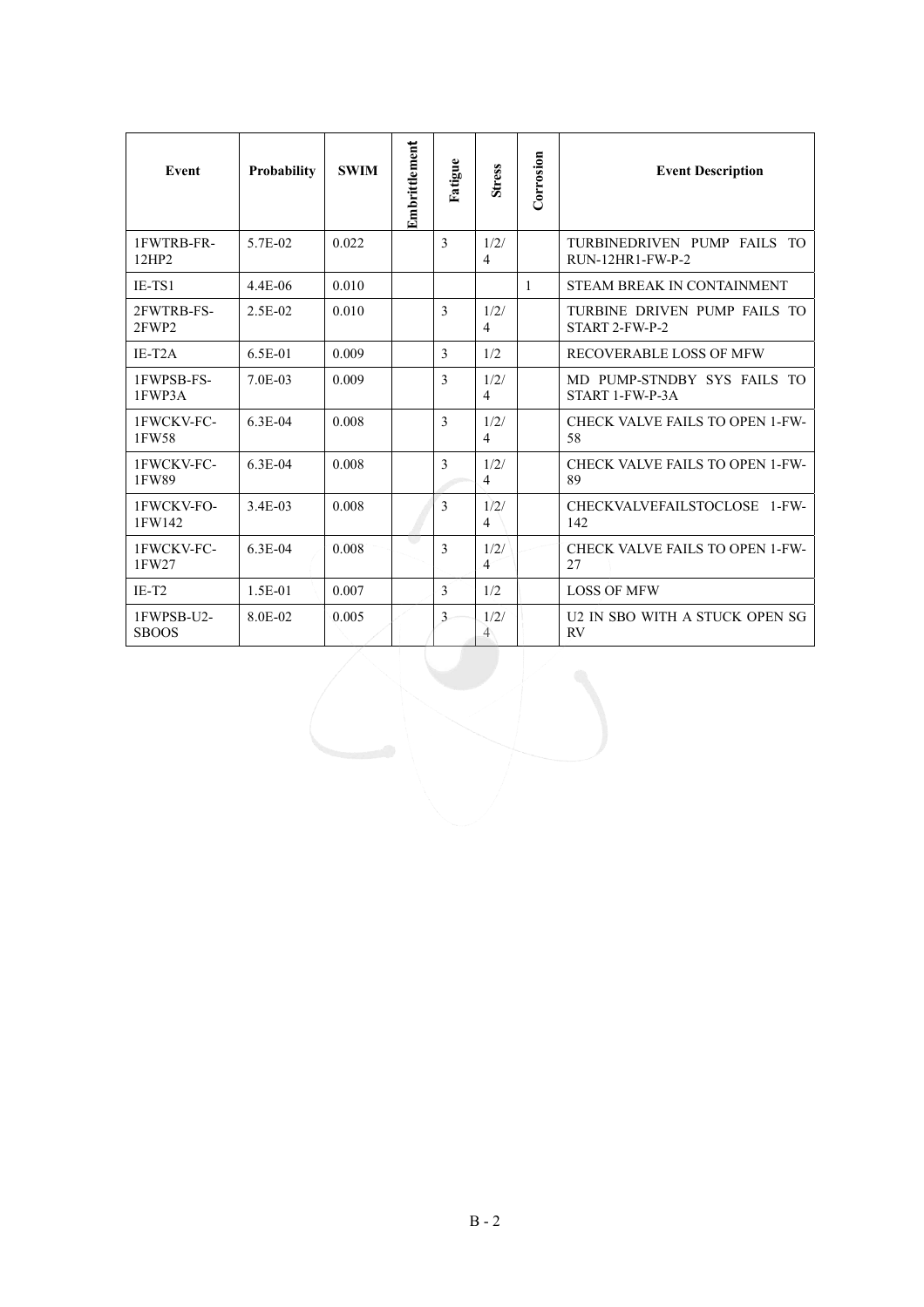| Event | Probability | SWIM | Embrittlement | Fatigue | Stress | Corrosion | Event Description |
|---|---|---|---|---|---|---|---|
| 1FWTRB-FR-12HP2 | 5.7E-02 | 0.022 | | 3 | 1/2/4 | | TURBINEDRIVEN PUMP FAILS TO RUN-12HR1-FW-P-2 |
| IE-TS1 | 4.4E-06 | 0.010 | | | | 1 | STEAM BREAK IN CONTAINMENT |
| 2FWTRB-FS-2FWP2 | 2.5E-02 | 0.010 | | 3 | 1/2/4 | | TURBINE DRIVEN PUMP FAILS TO START 2-FW-P-2 |
| IE-T2A | 6.5E-01 | 0.009 | | 3 | 1/2 | | RECOVERABLE LOSS OF MFW |
| 1FWPSB-FS-1FWP3A | 7.0E-03 | 0.009 | | 3 | 1/2/4 | | MD PUMP-STNDBY SYS FAILS TO START 1-FW-P-3A |
| 1FWCKV-FC-1FW58 | 6.3E-04 | 0.008 | | 3 | 1/2/4 | | CHECK VALVE FAILS TO OPEN 1-FW-58 |
| 1FWCKV-FC-1FW89 | 6.3E-04 | 0.008 | | 3 | 1/2/4 | | CHECK VALVE FAILS TO OPEN 1-FW-89 |
| 1FWCKV-FO-1FW142 | 3.4E-03 | 0.008 | | 3 | 1/2/4 | | CHECKVALVEFAILSTOCLOSE 1-FW-142 |
| 1FWCKV-FC-1FW27 | 6.3E-04 | 0.008 | | 3 | 1/2/4 | | CHECK VALVE FAILS TO OPEN 1-FW-27 |
| IE-T2 | 1.5E-01 | 0.007 | | 3 | 1/2 | | LOSS OF MFW |
| 1FWPSB-U2-SBOOS | 8.0E-02 | 0.005 | | 3 | 1/2/4 | | U2 IN SBO WITH A STUCK OPEN SG RV |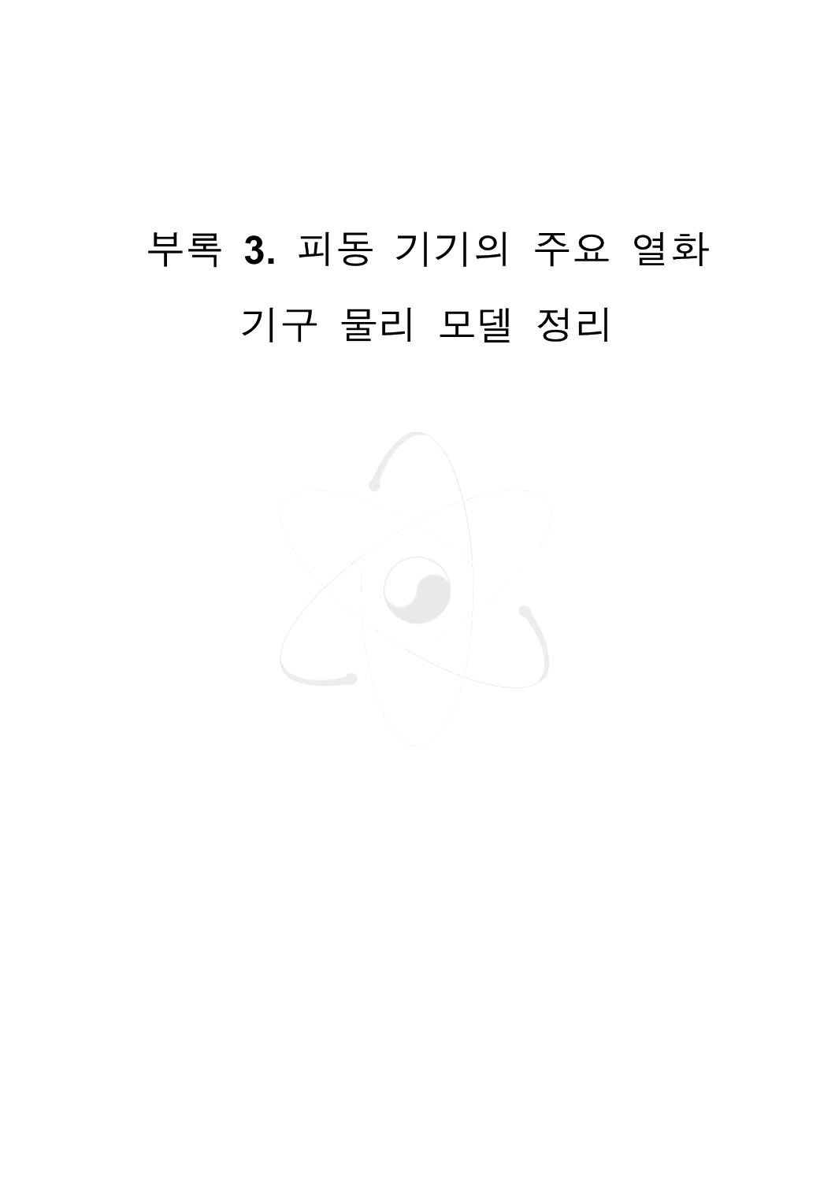# 부록 3. 피동 기기의 주요 열화 기구 물리 모델 정리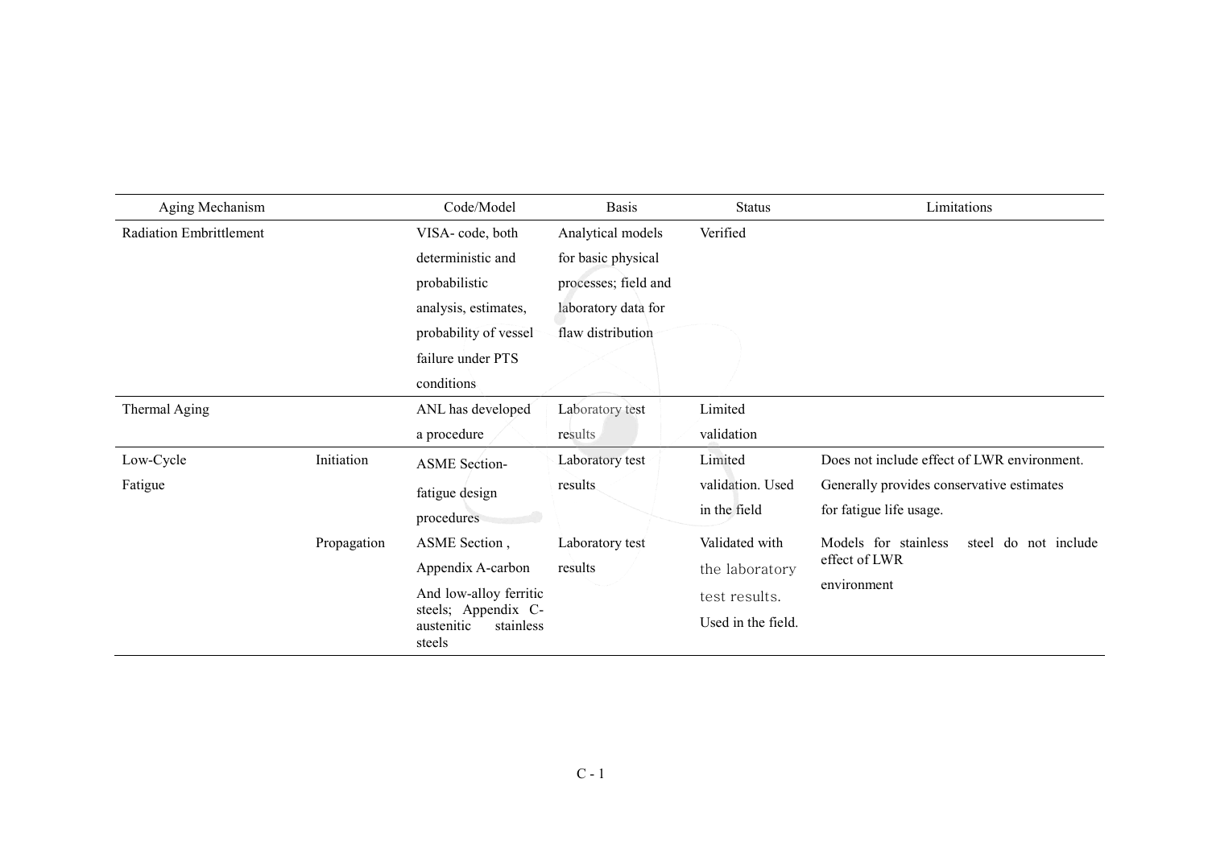| Aging Mechanism | | Code/Model | Basis | Status | Limitations |
|---|---|---|---|---|---|
| Radiation Embrittlement | | VISA- code, both deterministic and probabilistic analysis, estimates, probability of vessel failure under PTS conditions | Analytical models for basic physical processes; field and laboratory data for flaw distribution | Verified | |
| Thermal Aging | | ANL has developed a procedure | Laboratory test results | Limited validation | |
| Low-Cycle Fatigue | Initiation | ASME Section- fatigue design procedures | Laboratory test results | Limited validation. Used in the field | Does not include effect of LWR environment. Generally provides conservative estimates for fatigue life usage. |
| | Propagation | ASME Section , Appendix A-carbon And low-alloy ferritic steels; Appendix C-austenitic stainless steels | Laboratory test results | Validated with the laboratory test results. Used in the field. | Models for stainless steel do not include effect of LWR environment |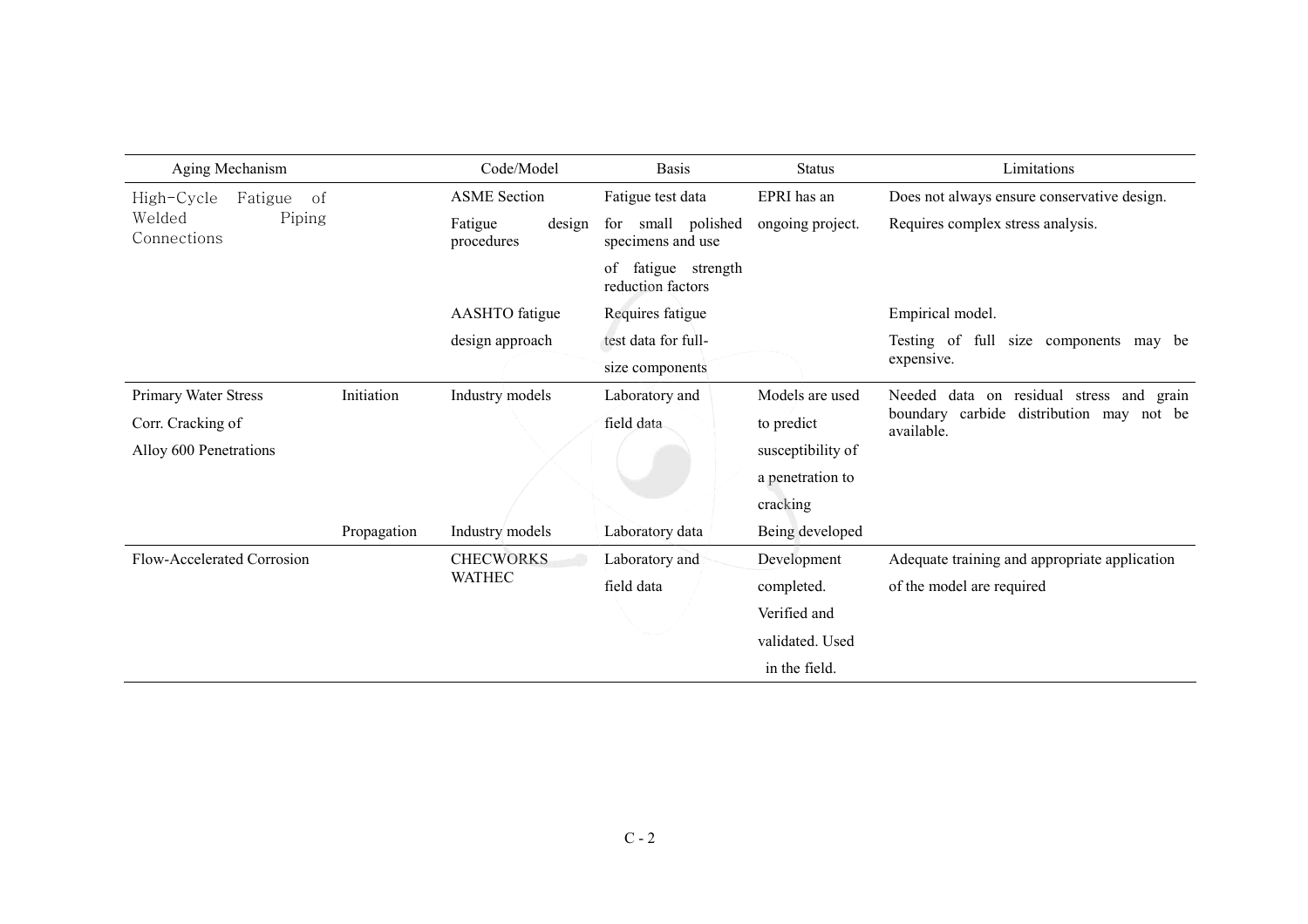| Aging Mechanism | | Code/Model | Basis | Status | Limitations |
|---|---|---|---|---|---|
| High-Cycle Fatigue of Welded Piping Connections | | ASME Section Fatigue design procedures | Fatigue test data for small polished specimens and use of fatigue strength reduction factors | EPRI has an ongoing project. | Does not always ensure conservative design. Requires complex stress analysis. |
| | | AASHTO fatigue design approach | Requires fatigue test data for full-size components | | Empirical model. Testing of full size components may be expensive. |
| Primary Water Stress Corr. Cracking of Alloy 600 Penetrations | Initiation | Industry models | Laboratory and field data | Models are used to predict susceptibility of a penetration to cracking | Needed data on residual stress and grain boundary carbide distribution may not be available. |
| | Propagation | Industry models | Laboratory data | Being developed | |
| Flow-Accelerated Corrosion | | CHECWORKS WATHEC | Laboratory and field data | Development completed. Verified and validated. Used in the field. | Adequate training and appropriate application of the model are required |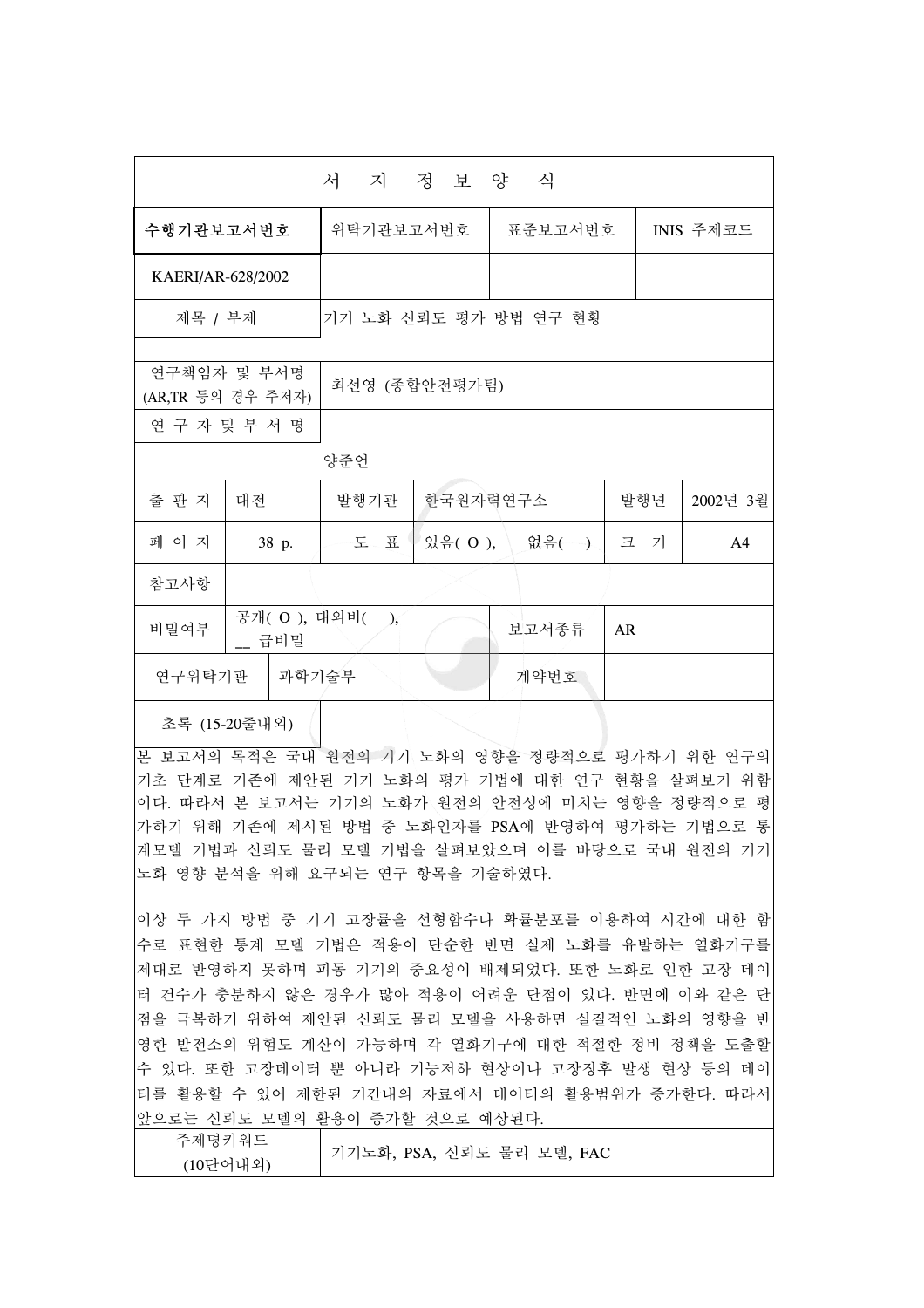| 서 지 정 보 양 식 | | | | | | |
|---|---|---|---|---|---|---|
| 수행기관보고서번호 | | 위탁기관보고서번호 | | 표준보고서번호 | INIS 주제코드 | |
| KAERI/AR-628/2002 | | | | | | |
| 제목 / 부제 | | 기기 노화 신뢰도 평가 방법 연구 현황 | | | | |
| | | | | | | |
| 연구책임자 및 부서명 (AR,TR 등의 경우 주저자) | | 최선영 (종합안전평가팀) | | | | |
| 연 구 자 및 부 서 명 | | | | | | |
| | | 양준언 | | | | |
| 출 판 지 | 대전 | 발행기관 | 한국원자력연구소 | | 발행년 | 2002년 3월 |
| 페 이 지 | 38 p. | 도 표 | 있음( O ), 없음( ) | | 크 기 | A4 |
| 참고사항 | | | | | | |
| 비밀여부 | 공개( O ), 대외비( ), __ 급비밀 | | | 보고서종류 | AR | |
| 연구위탁기관 | 과학기술부 | | | 계약번호 | | |
| 초록 (15-20줄내외) | | | | | | |

본 보고서의 목적은 국내 원전의 기기 노화의 영향을 정량적으로 평가하기 위한 연구의 기초 단계로 기존에 제안된 기기 노화의 평가 기법에 대한 연구 현황을 살펴보기 위함이다. 따라서 본 보고서는 기기의 노화가 원전의 안전성에 미치는 영향을 정량적으로 평가하기 위해 기존에 제시된 방법 중 노화인자를 PSA에 반영하여 평가하는 기법으로 통계모델 기법과 신뢰도 물리 모델 기법을 살펴보았으며 이를 바탕으로 국내 원전의 기기 노화 영향 분석을 위해 요구되는 연구 항목을 기술하였다.

이상 두 가지 방법 중 기기 고장률을 선형함수나 확률분포를 이용하여 시간에 대한 함수로 표현한 통계 모델 기법은 적용이 단순한 반면 실제 노화를 유발하는 열화기구를 제대로 반영하지 못하며 피동 기기의 중요성이 배제되었다. 또한 노화로 인한 고장 데이터 건수가 충분하지 않은 경우가 많아 적용이 어려운 단점이 있다. 반면에 이와 같은 단점을 극복하기 위하여 제안된 신뢰도 물리 모델을 사용하면 실질적인 노화의 영향을 반영한 발전소의 위험도 계산이 가능하며 각 열화기구에 대한 적절한 정비 정책을 도출할 수 있다. 또한 고장데이터 뿐 아니라 기능저하 현상이나 고장징후 발생 현상 등의 데이터를 활용할 수 있어 제한된 기간내의 자료에서 데이터의 활용범위가 증가한다. 따라서 앞으로는 신뢰도 모델의 활용이 증가할 것으로 예상된다.

| 주제명키워드 (10단어내외) | 기기노화, PSA, 신뢰도 물리 모델, FAC |
|---|---|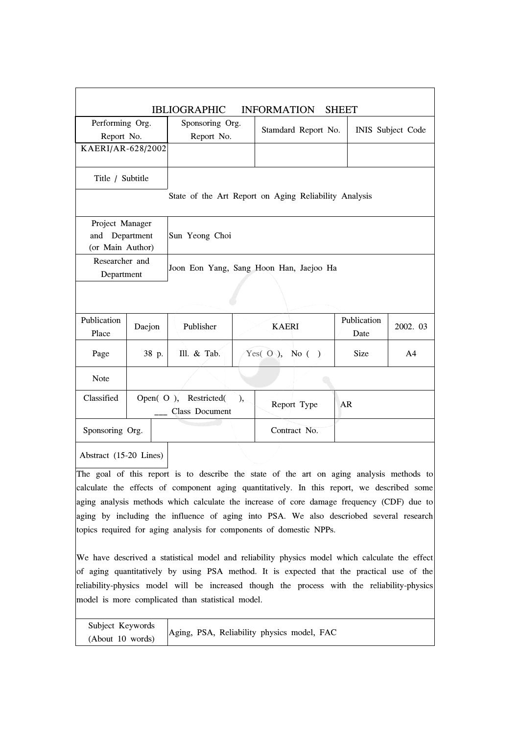# IBLIOGRAPHIC INFORMATION SHEET

| Performing Org. Report No. | Sponsoring Org. Report No. | Stamdard Report No. | INIS Subject Code |
|---|---|---|---|
| KAERI/AR-628/2002 | | | |

| | |
|---|---|
| Title / Subtitle | State of the Art Report on Aging Reliability Analysis |
| Project Manager and Department (or Main Author) | Sun Yeong Choi |
| Researcher and Department | Joon Eon Yang, Sang Hoon Han, Jaejoo Ha |

| | | | | | |
|---|---|---|---|---|---|
| Publication Place | Daejon | Publisher | KAERI | Publication Date | 2002. 03 |
| Page | 38 p. | Ill. & Tab. | Yes( O ), No ( ) | Size | A4 |
| Note | | | | | |
| Classified | Open( O ), Restricted( ), ___ Class Document | | Report Type | AR | |
| Sponsoring Org. | | | Contract No. | | |

Abstract (15-20 Lines)

The goal of this report is to describe the state of the art on aging analysis methods to calculate the effects of component aging quantitatively. In this report, we described some aging analysis methods which calculate the increase of core damage frequency (CDF) due to aging by including the influence of aging into PSA. We also descriobed several research topics required for aging analysis for components of domestic NPPs.

We have descrived a statistical model and reliability physics model which calculate the effect of aging quantitatively by using PSA method. It is expected that the practical use of the reliability-physics model will be increased though the process with the reliability-physics model is more complicated than statistical model.

| | |
|---|---|
| Subject Keywords (About 10 words) | Aging, PSA, Reliability physics model, FAC |